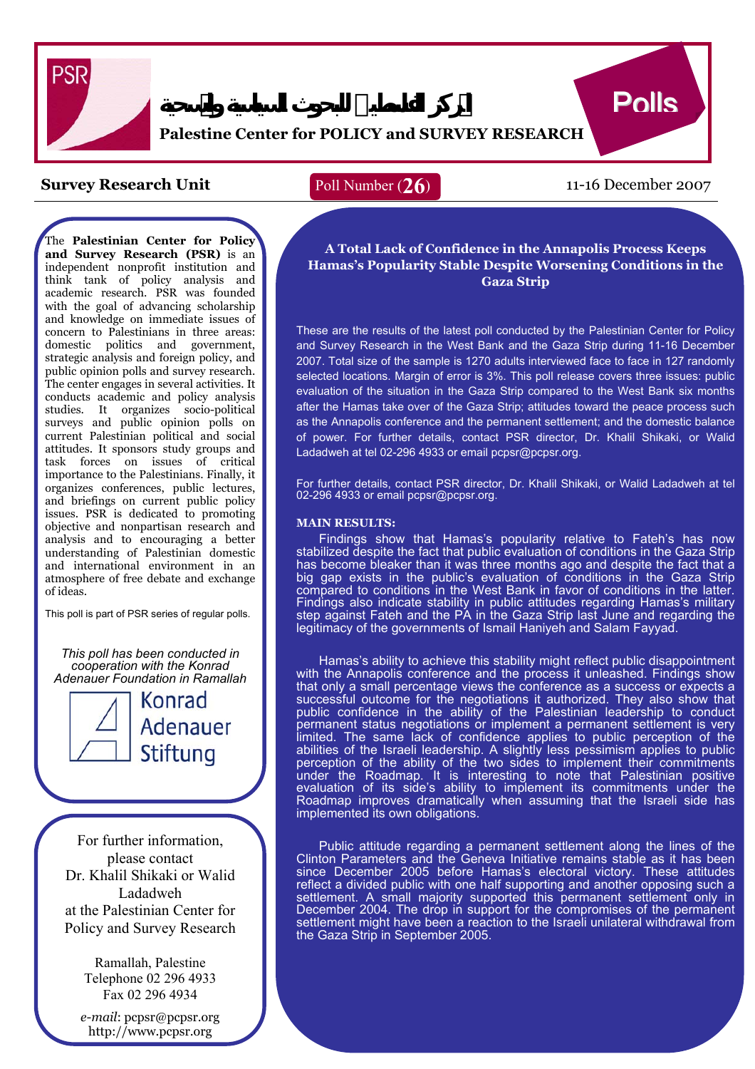PSR

المركز الفلسطيني للبحوث السياسية والمسحية

**Palestine Center for POLICY and SURVEY RESEARCH**

Polls

**Survey Research Unit** Poll Number (**26**) 11-16 December 2007

The **Palestinian Center for Policy and Survey Research (PSR)** is an independent nonprofit institution and think tank of policy analysis and academic research. PSR was founded with the goal of advancing scholarship and knowledge on immediate issues of concern to Palestinians in three areas: domestic politics and government, strategic analysis and foreign policy, and public opinion polls and survey research. The center engages in several activities. It conducts academic and policy analysis studies. It organizes socio-political surveys and public opinion polls on current Palestinian political and social attitudes. It sponsors study groups and task forces on issues of critical importance to the Palestinians. Finally, it organizes conferences, public lectures, and briefings on current public policy issues. PSR is dedicated to promoting objective and nonpartisan research and analysis and to encouraging a better understanding of Palestinian domestic and international environment in an atmosphere of free debate and exchange of ideas.

This poll is part of PSR series of regular polls.

*This poll has been conducted in cooperation with the Konrad Adenauer Foundation in Ramallah*

Konrad Adenauer Stiftung

For further information, please contact Dr. Khalil Shikaki or Walid Ladadweh at the Palestinian Center for Policy and Survey Research

Ramallah, Palestine
Telephone 02 296 4933
Fax 02 296 4934

*e-mail*: pcpsr@pcpsr.org
http://www.pcpsr.org

## A Total Lack of Confidence in the Annapolis Process Keeps Hamas's Popularity Stable Despite Worsening Conditions in the Gaza Strip

These are the results of the latest poll conducted by the Palestinian Center for Policy and Survey Research in the West Bank and the Gaza Strip during 11-16 December 2007. Total size of the sample is 1270 adults interviewed face to face in 127 randomly selected locations. Margin of error is 3%. This poll release covers three issues: public evaluation of the situation in the Gaza Strip compared to the West Bank six months after the Hamas take over of the Gaza Strip; attitudes toward the peace process such as the Annapolis conference and the permanent settlement; and the domestic balance of power. For further details, contact PSR director, Dr. Khalil Shikaki, or Walid Ladadweh at tel 02-296 4933 or email pcpsr@pcpsr.org.

For further details, contact PSR director, Dr. Khalil Shikaki, or Walid Ladadweh at tel 02-296 4933 or email pcpsr@pcpsr.org.

**MAIN RESULTS:**

Findings show that Hamas's popularity relative to Fateh's has now stabilized despite the fact that public evaluation of conditions in the Gaza Strip has become bleaker than it was three months ago and despite the fact that a big gap exists in the public's evaluation of conditions in the Gaza Strip compared to conditions in the West Bank in favor of conditions in the latter. Findings also indicate stability in public attitudes regarding Hamas's military step against Fateh and the PA in the Gaza Strip last June and regarding the legitimacy of the governments of Ismail Haniyeh and Salam Fayyad.

Hamas's ability to achieve this stability might reflect public disappointment with the Annapolis conference and the process it unleashed. Findings show that only a small percentage views the conference as a success or expects a successful outcome for the negotiations it authorized. They also show that public confidence in the ability of the Palestinian leadership to conduct permanent status negotiations or implement a permanent settlement is very limited. The same lack of confidence applies to public perception of the abilities of the Israeli leadership. A slightly less pessimism applies to public perception of the ability of the two sides to implement their commitments under the Roadmap. It is interesting to note that Palestinian positive evaluation of its side's ability to implement its commitments under the Roadmap improves dramatically when assuming that the Israeli side has implemented its own obligations.

Public attitude regarding a permanent settlement along the lines of the Clinton Parameters and the Geneva Initiative remains stable as it has been since December 2005 before Hamas's electoral victory. These attitudes reflect a divided public with one half supporting and another opposing such a settlement. A small majority supported this permanent settlement only in December 2004. The drop in support for the compromises of the permanent settlement might have been a reaction to the Israeli unilateral withdrawal from the Gaza Strip in September 2005.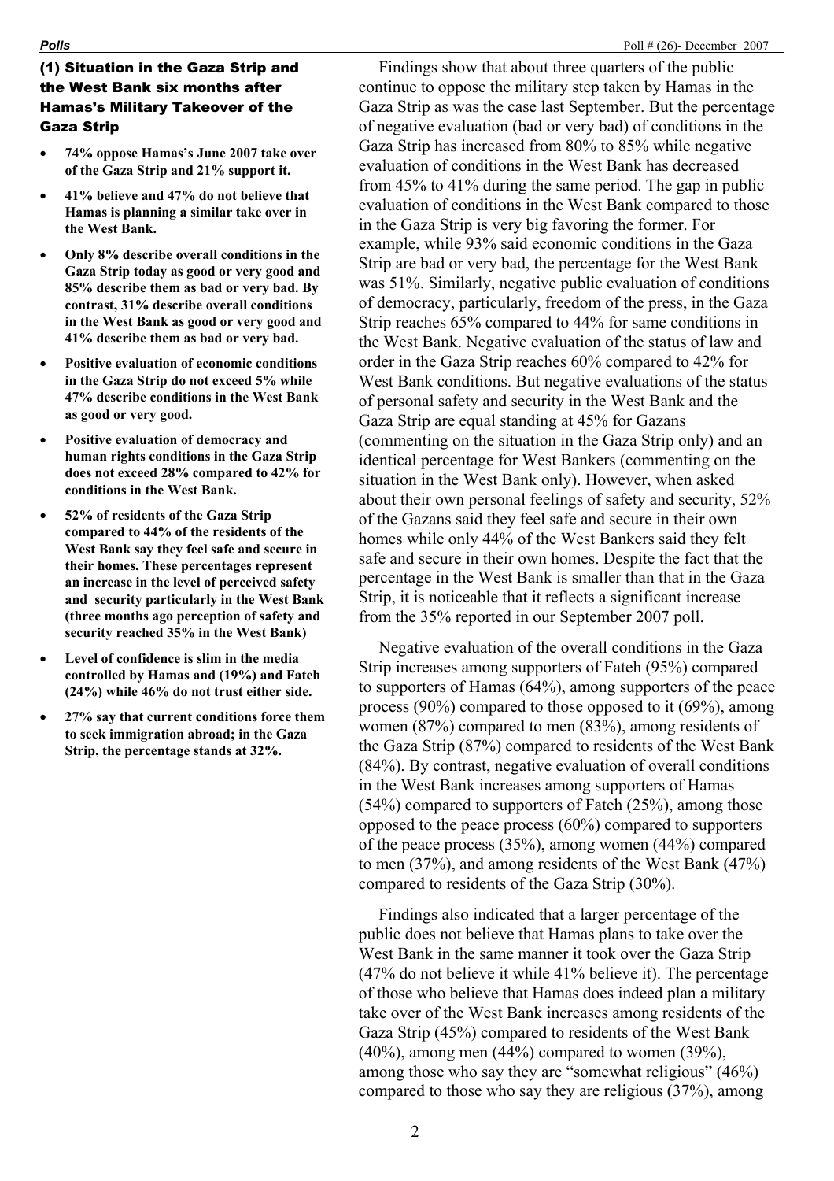## (1) Situation in the Gaza Strip and the West Bank six months after Hamas's Military Takeover of the Gaza Strip

- **74% oppose Hamas's June 2007 take over of the Gaza Strip and 21% support it.**
- **41% believe and 47% do not believe that Hamas is planning a similar take over in the West Bank.**
- **Only 8% describe overall conditions in the Gaza Strip today as good or very good and 85% describe them as bad or very bad. By contrast, 31% describe overall conditions in the West Bank as good or very good and 41% describe them as bad or very bad.**
- **Positive evaluation of economic conditions in the Gaza Strip do not exceed 5% while 47% describe conditions in the West Bank as good or very good.**
- **Positive evaluation of democracy and human rights conditions in the Gaza Strip does not exceed 28% compared to 42% for conditions in the West Bank.**
- **52% of residents of the Gaza Strip compared to 44% of the residents of the West Bank say they feel safe and secure in their homes. These percentages represent an increase in the level of perceived safety and security particularly in the West Bank (three months ago perception of safety and security reached 35% in the West Bank)**
- **Level of confidence is slim in the media controlled by Hamas and (19%) and Fateh (24%) while 46% do not trust either side.**
- **27% say that current conditions force them to seek immigration abroad; in the Gaza Strip, the percentage stands at 32%.**

Findings show that about three quarters of the public continue to oppose the military step taken by Hamas in the Gaza Strip as was the case last September. But the percentage of negative evaluation (bad or very bad) of conditions in the Gaza Strip has increased from 80% to 85% while negative evaluation of conditions in the West Bank has decreased from 45% to 41% during the same period. The gap in public evaluation of conditions in the West Bank compared to those in the Gaza Strip is very big favoring the former. For example, while 93% said economic conditions in the Gaza Strip are bad or very bad, the percentage for the West Bank was 51%. Similarly, negative public evaluation of conditions of democracy, particularly, freedom of the press, in the Gaza Strip reaches 65% compared to 44% for same conditions in the West Bank. Negative evaluation of the status of law and order in the Gaza Strip reaches 60% compared to 42% for West Bank conditions. But negative evaluations of the status of personal safety and security in the West Bank and the Gaza Strip are equal standing at 45% for Gazans (commenting on the situation in the Gaza Strip only) and an identical percentage for West Bankers (commenting on the situation in the West Bank only). However, when asked about their own personal feelings of safety and security, 52% of the Gazans said they feel safe and secure in their own homes while only 44% of the West Bankers said they felt safe and secure in their own homes. Despite the fact that the percentage in the West Bank is smaller than that in the Gaza Strip, it is noticeable that it reflects a significant increase from the 35% reported in our September 2007 poll.

Negative evaluation of the overall conditions in the Gaza Strip increases among supporters of Fateh (95%) compared to supporters of Hamas (64%), among supporters of the peace process (90%) compared to those opposed to it (69%), among women (87%) compared to men (83%), among residents of the Gaza Strip (87%) compared to residents of the West Bank (84%). By contrast, negative evaluation of overall conditions in the West Bank increases among supporters of Hamas (54%) compared to supporters of Fateh (25%), among those opposed to the peace process (60%) compared to supporters of the peace process (35%), among women (44%) compared to men (37%), and among residents of the West Bank (47%) compared to residents of the Gaza Strip (30%).

Findings also indicated that a larger percentage of the public does not believe that Hamas plans to take over the West Bank in the same manner it took over the Gaza Strip (47% do not believe it while 41% believe it). The percentage of those who believe that Hamas does indeed plan a military take over of the West Bank increases among residents of the Gaza Strip (45%) compared to residents of the West Bank (40%), among men (44%) compared to women (39%), among those who say they are "somewhat religious" (46%) compared to those who say they are religious (37%), among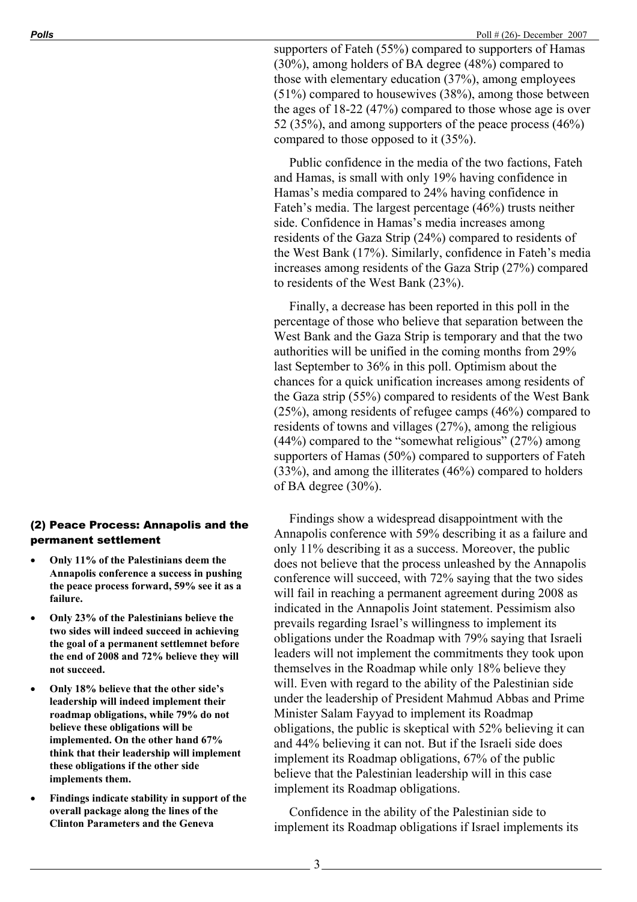supporters of Fateh (55%) compared to supporters of Hamas (30%), among holders of BA degree (48%) compared to those with elementary education (37%), among employees (51%) compared to housewives (38%), among those between the ages of 18-22 (47%) compared to those whose age is over 52 (35%), and among supporters of the peace process (46%) compared to those opposed to it (35%).

Public confidence in the media of the two factions, Fateh and Hamas, is small with only 19% having confidence in Hamas's media compared to 24% having confidence in Fateh's media. The largest percentage (46%) trusts neither side. Confidence in Hamas's media increases among residents of the Gaza Strip (24%) compared to residents of the West Bank (17%). Similarly, confidence in Fateh's media increases among residents of the Gaza Strip (27%) compared to residents of the West Bank (23%).

Finally, a decrease has been reported in this poll in the percentage of those who believe that separation between the West Bank and the Gaza Strip is temporary and that the two authorities will be unified in the coming months from 29% last September to 36% in this poll. Optimism about the chances for a quick unification increases among residents of the Gaza strip (55%) compared to residents of the West Bank (25%), among residents of refugee camps (46%) compared to residents of towns and villages (27%), among the religious (44%) compared to the "somewhat religious" (27%) among supporters of Hamas (50%) compared to supporters of Fateh (33%), and among the illiterates (46%) compared to holders of BA degree (30%).

### (2) Peace Process: Annapolis and the permanent settlement

- **Only 11% of the Palestinians deem the Annapolis conference a success in pushing the peace process forward, 59% see it as a failure.**
- **Only 23% of the Palestinians believe the two sides will indeed succeed in achieving the goal of a permanent settlemnet before the end of 2008 and 72% believe they will not succeed.**
- **Only 18% believe that the other side's leadership will indeed implement their roadmap obligations, while 79% do not believe these obligations will be implemented. On the other hand 67% think that their leadership will implement these obligations if the other side implements them.**
- **Findings indicate stability in support of the overall package along the lines of the Clinton Parameters and the Geneva**

Findings show a widespread disappointment with the Annapolis conference with 59% describing it as a failure and only 11% describing it as a success. Moreover, the public does not believe that the process unleashed by the Annapolis conference will succeed, with 72% saying that the two sides will fail in reaching a permanent agreement during 2008 as indicated in the Annapolis Joint statement. Pessimism also prevails regarding Israel's willingness to implement its obligations under the Roadmap with 79% saying that Israeli leaders will not implement the commitments they took upon themselves in the Roadmap while only 18% believe they will. Even with regard to the ability of the Palestinian side under the leadership of President Mahmud Abbas and Prime Minister Salam Fayyad to implement its Roadmap obligations, the public is skeptical with 52% believing it can and 44% believing it can not. But if the Israeli side does implement its Roadmap obligations, 67% of the public believe that the Palestinian leadership will in this case implement its Roadmap obligations.

Confidence in the ability of the Palestinian side to implement its Roadmap obligations if Israel implements its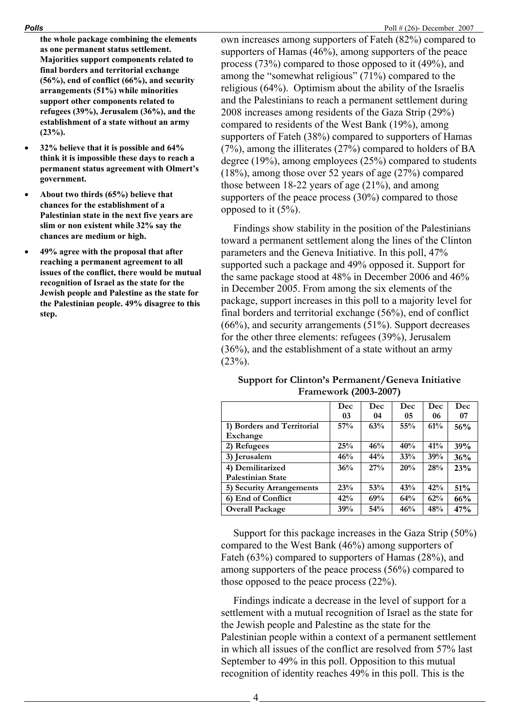**the whole package combining the elements as one permanent status settlement. Majorities support components related to final borders and territorial exchange (56%), end of conflict (66%), and security arrangements (51%) while minorities support other components related to refugees (39%), Jerusalem (36%), and the establishment of a state without an army (23%).**

- **32% believe that it is possible and 64% think it is impossible these days to reach a permanent status agreement with Olmert's government.**
- **About two thirds (65%) believe that chances for the establishment of a Palestinian state in the next five years are slim or non existent while 32% say the chances are medium or high.**
- **49% agree with the proposal that after reaching a permanent agreement to all issues of the conflict, there would be mutual recognition of Israel as the state for the Jewish people and Palestine as the state for the Palestinian people. 49% disagree to this step.**

own increases among supporters of Fateh (82%) compared to supporters of Hamas (46%), among supporters of the peace process (73%) compared to those opposed to it (49%), and among the "somewhat religious" (71%) compared to the religious (64%). Optimism about the ability of the Israelis and the Palestinians to reach a permanent settlement during 2008 increases among residents of the Gaza Strip (29%) compared to residents of the West Bank (19%), among supporters of Fateh (38%) compared to supporters of Hamas (7%), among the illiterates (27%) compared to holders of BA degree (19%), among employees (25%) compared to students (18%), among those over 52 years of age (27%) compared those between 18-22 years of age (21%), and among supporters of the peace process (30%) compared to those opposed to it (5%).

Findings show stability in the position of the Palestinians toward a permanent settlement along the lines of the Clinton parameters and the Geneva Initiative. In this poll, 47% supported such a package and 49% opposed it. Support for the same package stood at 48% in December 2006 and 46% in December 2005. From among the six elements of the package, support increases in this poll to a majority level for final borders and territorial exchange (56%), end of conflict (66%), and security arrangements (51%). Support decreases for the other three elements: refugees (39%), Jerusalem (36%), and the establishment of a state without an army (23%).

**Support for Clinton's Permanent/Geneva Initiative Framework (2003-2007)**

| | Dec 03 | Dec 04 | Dec 05 | Dec 06 | Dec 07 |
|---|---|---|---|---|---|
| 1) Borders and Territorial Exchange | 57% | 63% | 55% | 61% | 56% |
| 2) Refugees | 25% | 46% | 40% | 41% | 39% |
| 3) Jerusalem | 46% | 44% | 33% | 39% | 36% |
| 4) Demilitarized Palestinian State | 36% | 27% | 20% | 28% | 23% |
| 5) Security Arrangements | 23% | 53% | 43% | 42% | 51% |
| 6) End of Conflict | 42% | 69% | 64% | 62% | 66% |
| Overall Package | 39% | 54% | 46% | 48% | 47% |

Support for this package increases in the Gaza Strip (50%) compared to the West Bank (46%) among supporters of Fateh (63%) compared to supporters of Hamas (28%), and among supporters of the peace process (56%) compared to those opposed to the peace process (22%).

Findings indicate a decrease in the level of support for a settlement with a mutual recognition of Israel as the state for the Jewish people and Palestine as the state for the Palestinian people within a context of a permanent settlement in which all issues of the conflict are resolved from 57% last September to 49% in this poll. Opposition to this mutual recognition of identity reaches 49% in this poll. This is the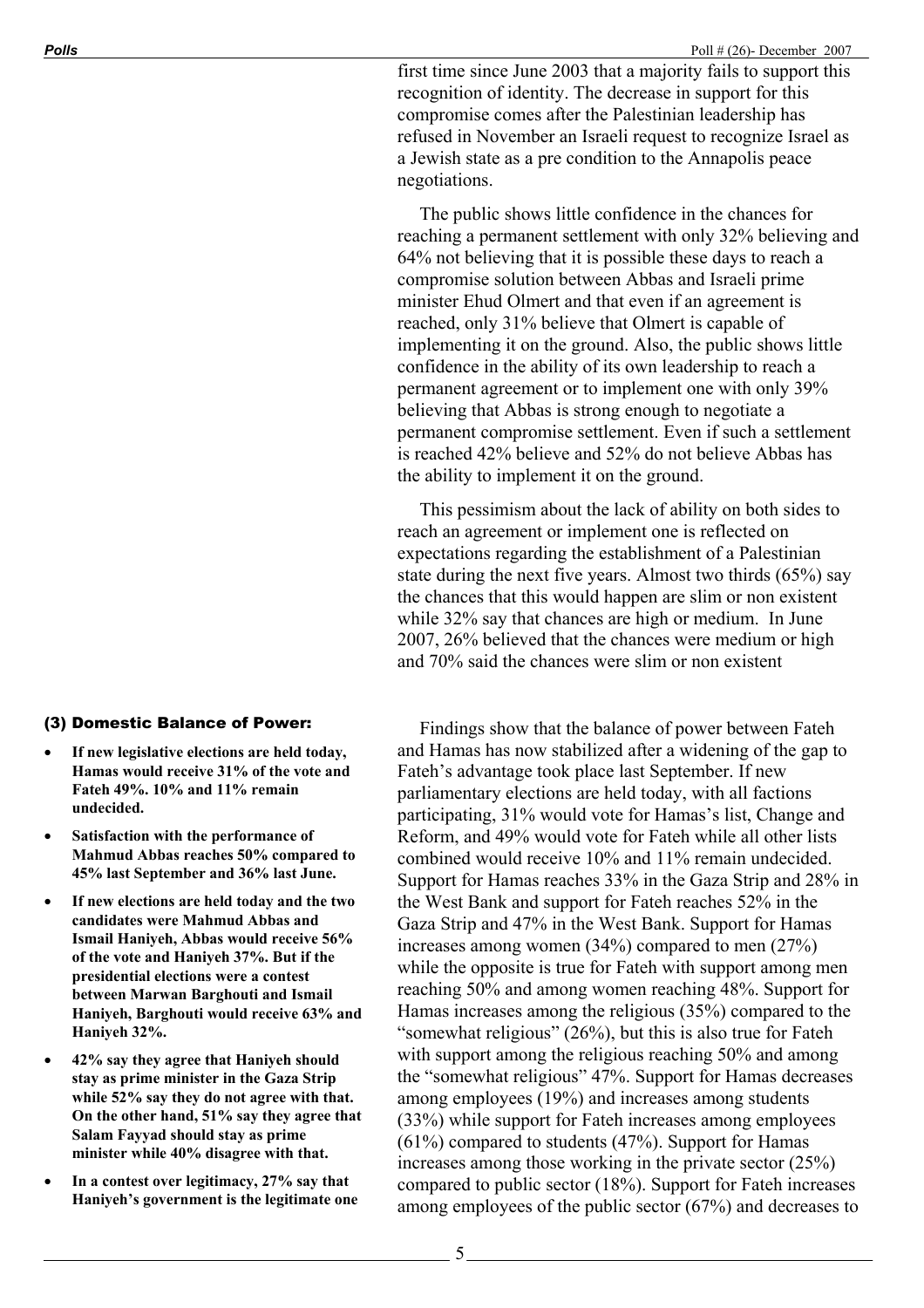first time since June 2003 that a majority fails to support this recognition of identity. The decrease in support for this compromise comes after the Palestinian leadership has refused in November an Israeli request to recognize Israel as a Jewish state as a pre condition to the Annapolis peace negotiations.

The public shows little confidence in the chances for reaching a permanent settlement with only 32% believing and 64% not believing that it is possible these days to reach a compromise solution between Abbas and Israeli prime minister Ehud Olmert and that even if an agreement is reached, only 31% believe that Olmert is capable of implementing it on the ground. Also, the public shows little confidence in the ability of its own leadership to reach a permanent agreement or to implement one with only 39% believing that Abbas is strong enough to negotiate a permanent compromise settlement. Even if such a settlement is reached 42% believe and 52% do not believe Abbas has the ability to implement it on the ground.

This pessimism about the lack of ability on both sides to reach an agreement or implement one is reflected on expectations regarding the establishment of a Palestinian state during the next five years. Almost two thirds (65%) say the chances that this would happen are slim or non existent while 32% say that chances are high or medium. In June 2007, 26% believed that the chances were medium or high and 70% said the chances were slim or non existent

## (3) Domestic Balance of Power:

- **If new legislative elections are held today, Hamas would receive 31% of the vote and Fateh 49%. 10% and 11% remain undecided.**
- **Satisfaction with the performance of Mahmud Abbas reaches 50% compared to 45% last September and 36% last June.**
- **If new elections are held today and the two candidates were Mahmud Abbas and Ismail Haniyeh, Abbas would receive 56% of the vote and Haniyeh 37%. But if the presidential elections were a contest between Marwan Barghouti and Ismail Haniyeh, Barghouti would receive 63% and Haniyeh 32%.**
- **42% say they agree that Haniyeh should stay as prime minister in the Gaza Strip while 52% say they do not agree with that. On the other hand, 51% say they agree that Salam Fayyad should stay as prime minister while 40% disagree with that.**
- **In a contest over legitimacy, 27% say that Haniyeh's government is the legitimate one**

Findings show that the balance of power between Fateh and Hamas has now stabilized after a widening of the gap to Fateh's advantage took place last September. If new parliamentary elections are held today, with all factions participating, 31% would vote for Hamas's list, Change and Reform, and 49% would vote for Fateh while all other lists combined would receive 10% and 11% remain undecided. Support for Hamas reaches 33% in the Gaza Strip and 28% in the West Bank and support for Fateh reaches 52% in the Gaza Strip and 47% in the West Bank. Support for Hamas increases among women (34%) compared to men (27%) while the opposite is true for Fateh with support among men reaching 50% and among women reaching 48%. Support for Hamas increases among the religious (35%) compared to the "somewhat religious" (26%), but this is also true for Fateh with support among the religious reaching 50% and among the "somewhat religious" 47%. Support for Hamas decreases among employees (19%) and increases among students (33%) while support for Fateh increases among employees (61%) compared to students (47%). Support for Hamas increases among those working in the private sector (25%) compared to public sector (18%). Support for Fateh increases among employees of the public sector (67%) and decreases to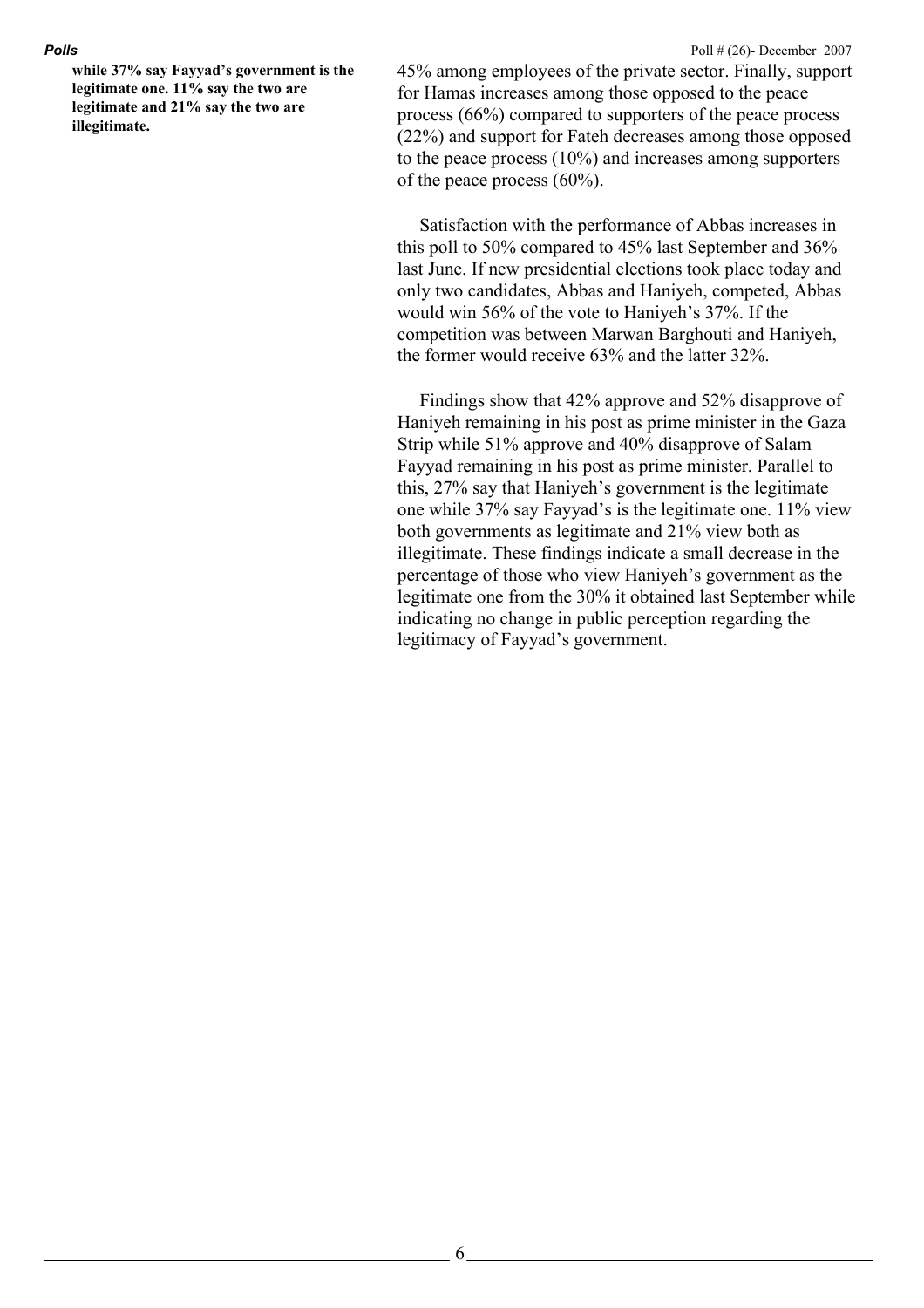**while 37% say Fayyad's government is the legitimate one. 11% say the two are legitimate and 21% say the two are illegitimate.**

45% among employees of the private sector. Finally, support for Hamas increases among those opposed to the peace process (66%) compared to supporters of the peace process (22%) and support for Fateh decreases among those opposed to the peace process (10%) and increases among supporters of the peace process (60%).

Satisfaction with the performance of Abbas increases in this poll to 50% compared to 45% last September and 36% last June. If new presidential elections took place today and only two candidates, Abbas and Haniyeh, competed, Abbas would win 56% of the vote to Haniyeh's 37%. If the competition was between Marwan Barghouti and Haniyeh, the former would receive 63% and the latter 32%.

Findings show that 42% approve and 52% disapprove of Haniyeh remaining in his post as prime minister in the Gaza Strip while 51% approve and 40% disapprove of Salam Fayyad remaining in his post as prime minister. Parallel to this, 27% say that Haniyeh's government is the legitimate one while 37% say Fayyad's is the legitimate one. 11% view both governments as legitimate and 21% view both as illegitimate. These findings indicate a small decrease in the percentage of those who view Haniyeh's government as the legitimate one from the 30% it obtained last September while indicating no change in public perception regarding the legitimacy of Fayyad's government.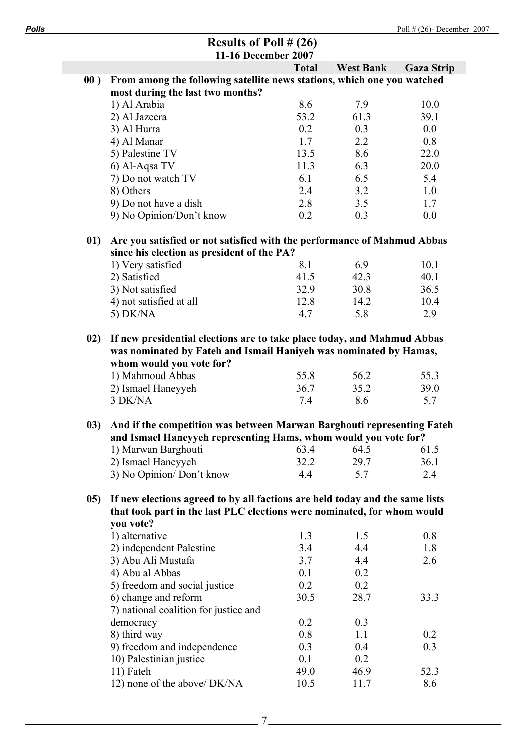## Results of Poll # (26)
### 11-16 December 2007

| | | Total | West Bank | Gaza Strip |
|---|---|---|---|---|
| **00 )** | **From among the following satellite news stations, which one you watched most during the last two months?** | | | |
| | 1) Al Arabia | 8.6 | 7.9 | 10.0 |
| | 2) Al Jazeera | 53.2 | 61.3 | 39.1 |
| | 3) Al Hurra | 0.2 | 0.3 | 0.0 |
| | 4) Al Manar | 1.7 | 2.2 | 0.8 |
| | 5) Palestine TV | 13.5 | 8.6 | 22.0 |
| | 6) Al-Aqsa TV | 11.3 | 6.3 | 20.0 |
| | 7) Do not watch TV | 6.1 | 6.5 | 5.4 |
| | 8) Others | 2.4 | 3.2 | 1.0 |
| | 9) Do not have a dish | 2.8 | 3.5 | 1.7 |
| | 9) No Opinion/Don't know | 0.2 | 0.3 | 0.0 |
| **01)** | **Are you satisfied or not satisfied with the performance of Mahmud Abbas since his election as president of the PA?** | | | |
| | 1) Very satisfied | 8.1 | 6.9 | 10.1 |
| | 2) Satisfied | 41.5 | 42.3 | 40.1 |
| | 3) Not satisfied | 32.9 | 30.8 | 36.5 |
| | 4) not satisfied at all | 12.8 | 14.2 | 10.4 |
| | 5) DK/NA | 4.7 | 5.8 | 2.9 |
| **02)** | **If new presidential elections are to take place today, and Mahmud Abbas was nominated by Fateh and Ismail Haniyeh was nominated by Hamas, whom would you vote for?** | | | |
| | 1) Mahmoud Abbas | 55.8 | 56.2 | 55.3 |
| | 2) Ismael Haneyyeh | 36.7 | 35.2 | 39.0 |
| | 3 DK/NA | 7.4 | 8.6 | 5.7 |
| **03)** | **And if the competition was between Marwan Barghouti representing Fateh and Ismael Haneyyeh representing Hams, whom would you vote for?** | | | |
| | 1) Marwan Barghouti | 63.4 | 64.5 | 61.5 |
| | 2) Ismael Haneyyeh | 32.2 | 29.7 | 36.1 |
| | 3) No Opinion/ Don't know | 4.4 | 5.7 | 2.4 |
| **05)** | **If new elections agreed to by all factions are held today and the same lists that took part in the last PLC elections were nominated, for whom would you vote?** | | | |
| | 1) alternative | 1.3 | 1.5 | 0.8 |
| | 2) independent Palestine | 3.4 | 4.4 | 1.8 |
| | 3) Abu Ali Mustafa | 3.7 | 4.4 | 2.6 |
| | 4) Abu al Abbas | 0.1 | 0.2 | |
| | 5) freedom and social justice | 0.2 | 0.2 | |
| | 6) change and reform | 30.5 | 28.7 | 33.3 |
| | 7) national coalition for justice and democracy | 0.2 | 0.3 | |
| | 8) third way | 0.8 | 1.1 | 0.2 |
| | 9) freedom and independence | 0.3 | 0.4 | 0.3 |
| | 10) Palestinian justice | 0.1 | 0.2 | |
| | 11) Fateh | 49.0 | 46.9 | 52.3 |
| | 12) none of the above/ DK/NA | 10.5 | 11.7 | 8.6 |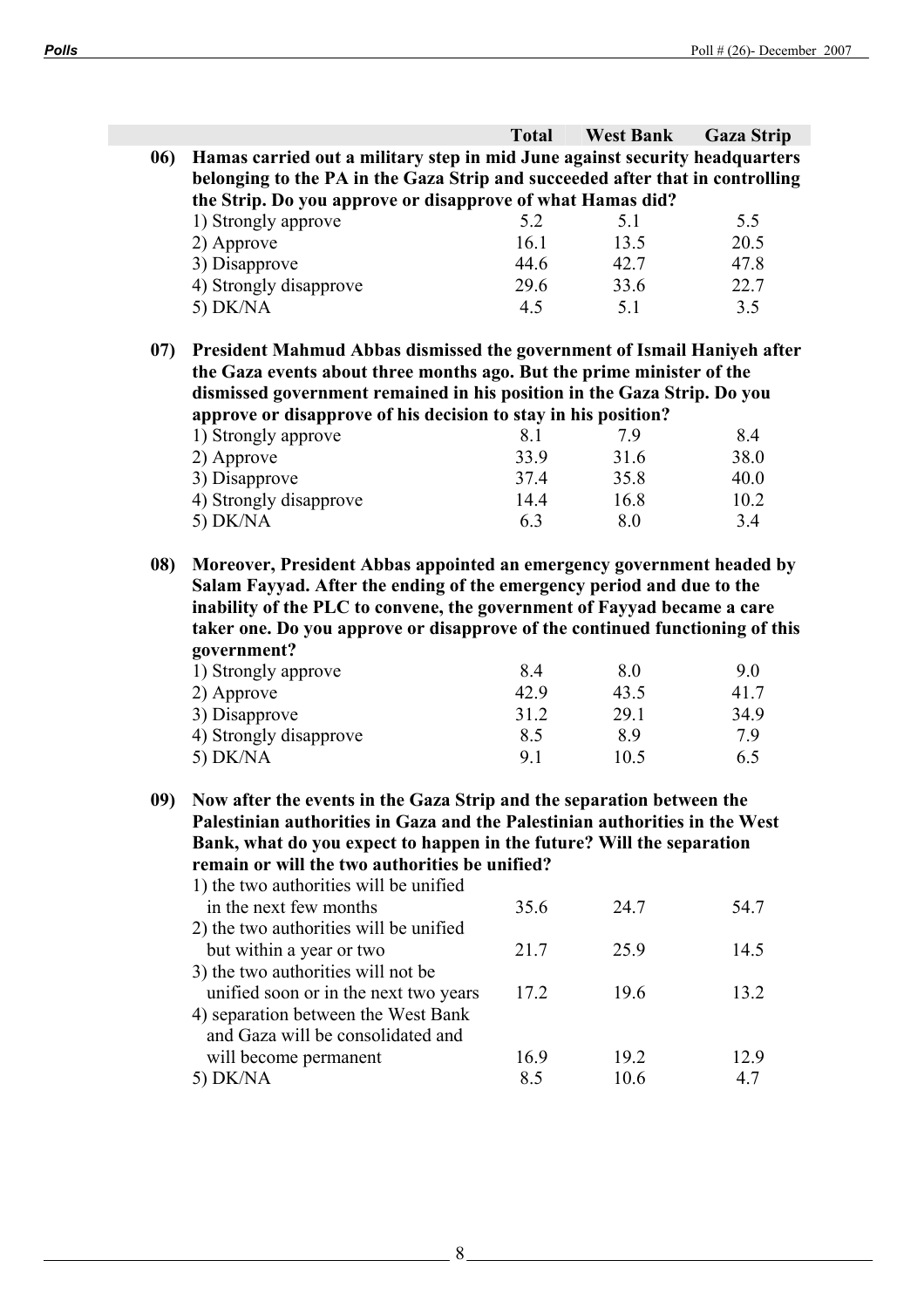| | Total | West Bank | Gaza Strip |
|---|---|---|---|
| **06) Hamas carried out a military step in mid June against security headquarters belonging to the PA in the Gaza Strip and succeeded after that in controlling the Strip. Do you approve or disapprove of what Hamas did?** | | | |
| 1) Strongly approve | 5.2 | 5.1 | 5.5 |
| 2) Approve | 16.1 | 13.5 | 20.5 |
| 3) Disapprove | 44.6 | 42.7 | 47.8 |
| 4) Strongly disapprove | 29.6 | 33.6 | 22.7 |
| 5) DK/NA | 4.5 | 5.1 | 3.5 |
| **07) President Mahmud Abbas dismissed the government of Ismail Haniyeh after the Gaza events about three months ago. But the prime minister of the dismissed government remained in his position in the Gaza Strip. Do you approve or disapprove of his decision to stay in his position?** | | | |
| 1) Strongly approve | 8.1 | 7.9 | 8.4 |
| 2) Approve | 33.9 | 31.6 | 38.0 |
| 3) Disapprove | 37.4 | 35.8 | 40.0 |
| 4) Strongly disapprove | 14.4 | 16.8 | 10.2 |
| 5) DK/NA | 6.3 | 8.0 | 3.4 |
| **08) Moreover, President Abbas appointed an emergency government headed by Salam Fayyad. After the ending of the emergency period and due to the inability of the PLC to convene, the government of Fayyad became a care taker one. Do you approve or disapprove of the continued functioning of this government?** | | | |
| 1) Strongly approve | 8.4 | 8.0 | 9.0 |
| 2) Approve | 42.9 | 43.5 | 41.7 |
| 3) Disapprove | 31.2 | 29.1 | 34.9 |
| 4) Strongly disapprove | 8.5 | 8.9 | 7.9 |
| 5) DK/NA | 9.1 | 10.5 | 6.5 |
| **09) Now after the events in the Gaza Strip and the separation between the Palestinian authorities in Gaza and the Palestinian authorities in the West Bank, what do you expect to happen in the future? Will the separation remain or will the two authorities be unified?** | | | |
| 1) the two authorities will be unified in the next few months | 35.6 | 24.7 | 54.7 |
| 2) the two authorities will be unified but within a year or two | 21.7 | 25.9 | 14.5 |
| 3) the two authorities will not be unified soon or in the next two years | 17.2 | 19.6 | 13.2 |
| 4) separation between the West Bank and Gaza will be consolidated and will become permanent | 16.9 | 19.2 | 12.9 |
| 5) DK/NA | 8.5 | 10.6 | 4.7 |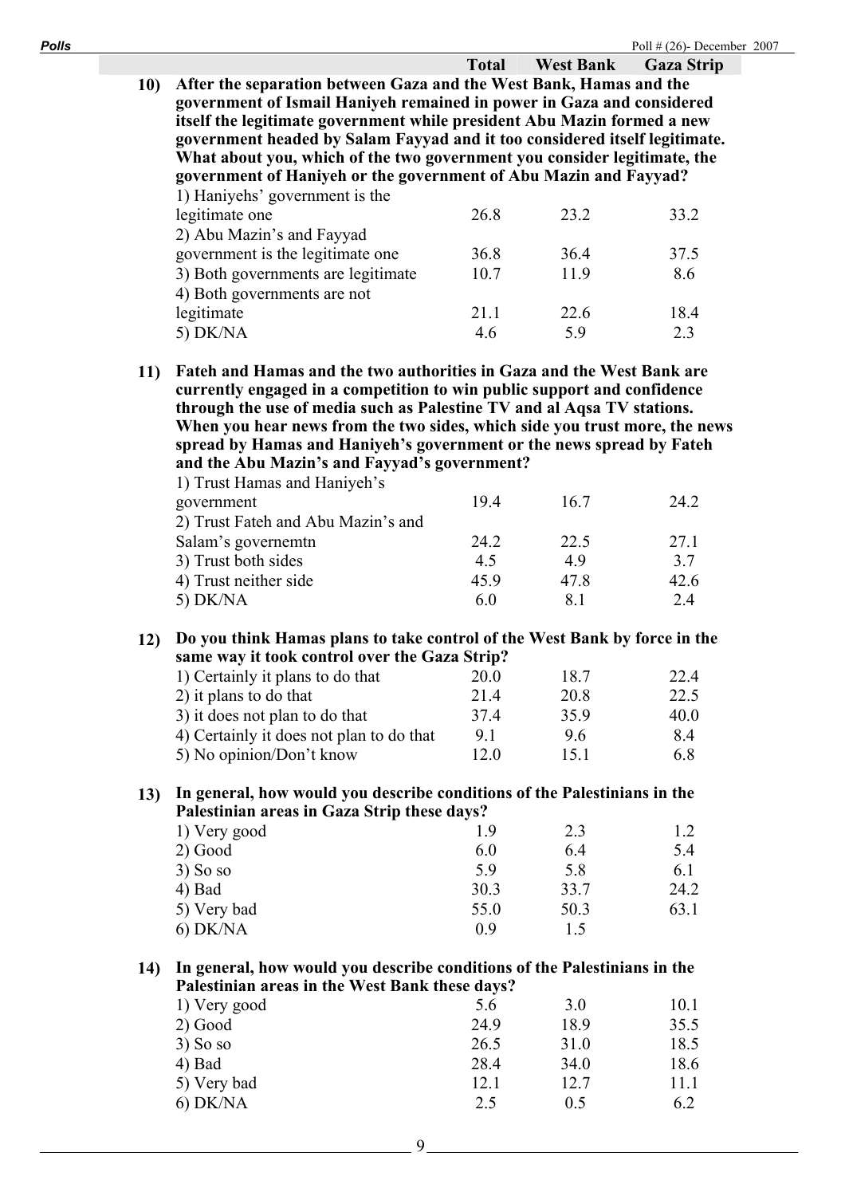| | | Total | West Bank | Gaza Strip |
|---|---|---|---|---|
| **10)** | **After the separation between Gaza and the West Bank, Hamas and the government of Ismail Haniyeh remained in power in Gaza and considered itself the legitimate government while president Abu Mazin formed a new government headed by Salam Fayyad and it too considered itself legitimate. What about you, which of the two government you consider legitimate, the government of Haniyeh or the government of Abu Mazin and Fayyad?** | | | |
| | 1) Haniyehs' government is the legitimate one | 26.8 | 23.2 | 33.2 |
| | 2) Abu Mazin's and Fayyad government is the legitimate one | 36.8 | 36.4 | 37.5 |
| | 3) Both governments are legitimate | 10.7 | 11.9 | 8.6 |
| | 4) Both governments are not legitimate | 21.1 | 22.6 | 18.4 |
| | 5) DK/NA | 4.6 | 5.9 | 2.3 |
| **11)** | **Fateh and Hamas and the two authorities in Gaza and the West Bank are currently engaged in a competition to win public support and confidence through the use of media such as Palestine TV and al Aqsa TV stations. When you hear news from the two sides, which side you trust more, the news spread by Hamas and Haniyeh's government or the news spread by Fateh and the Abu Mazin's and Fayyad's government?** | | | |
| | 1) Trust Hamas and Haniyeh's government | 19.4 | 16.7 | 24.2 |
| | 2) Trust Fateh and Abu Mazin's and Salam's governemtn | 24.2 | 22.5 | 27.1 |
| | 3) Trust both sides | 4.5 | 4.9 | 3.7 |
| | 4) Trust neither side | 45.9 | 47.8 | 42.6 |
| | 5) DK/NA | 6.0 | 8.1 | 2.4 |
| **12)** | **Do you think Hamas plans to take control of the West Bank by force in the same way it took control over the Gaza Strip?** | | | |
| | 1) Certainly it plans to do that | 20.0 | 18.7 | 22.4 |
| | 2) it plans to do that | 21.4 | 20.8 | 22.5 |
| | 3) it does not plan to do that | 37.4 | 35.9 | 40.0 |
| | 4) Certainly it does not plan to do that | 9.1 | 9.6 | 8.4 |
| | 5) No opinion/Don't know | 12.0 | 15.1 | 6.8 |
| **13)** | **In general, how would you describe conditions of the Palestinians in the Palestinian areas in Gaza Strip these days?** | | | |
| | 1) Very good | 1.9 | 2.3 | 1.2 |
| | 2) Good | 6.0 | 6.4 | 5.4 |
| | 3) So so | 5.9 | 5.8 | 6.1 |
| | 4) Bad | 30.3 | 33.7 | 24.2 |
| | 5) Very bad | 55.0 | 50.3 | 63.1 |
| | 6) DK/NA | 0.9 | 1.5 | |
| **14)** | **In general, how would you describe conditions of the Palestinians in the Palestinian areas in the West Bank these days?** | | | |
| | 1) Very good | 5.6 | 3.0 | 10.1 |
| | 2) Good | 24.9 | 18.9 | 35.5 |
| | 3) So so | 26.5 | 31.0 | 18.5 |
| | 4) Bad | 28.4 | 34.0 | 18.6 |
| | 5) Very bad | 12.1 | 12.7 | 11.1 |
| | 6) DK/NA | 2.5 | 0.5 | 6.2 |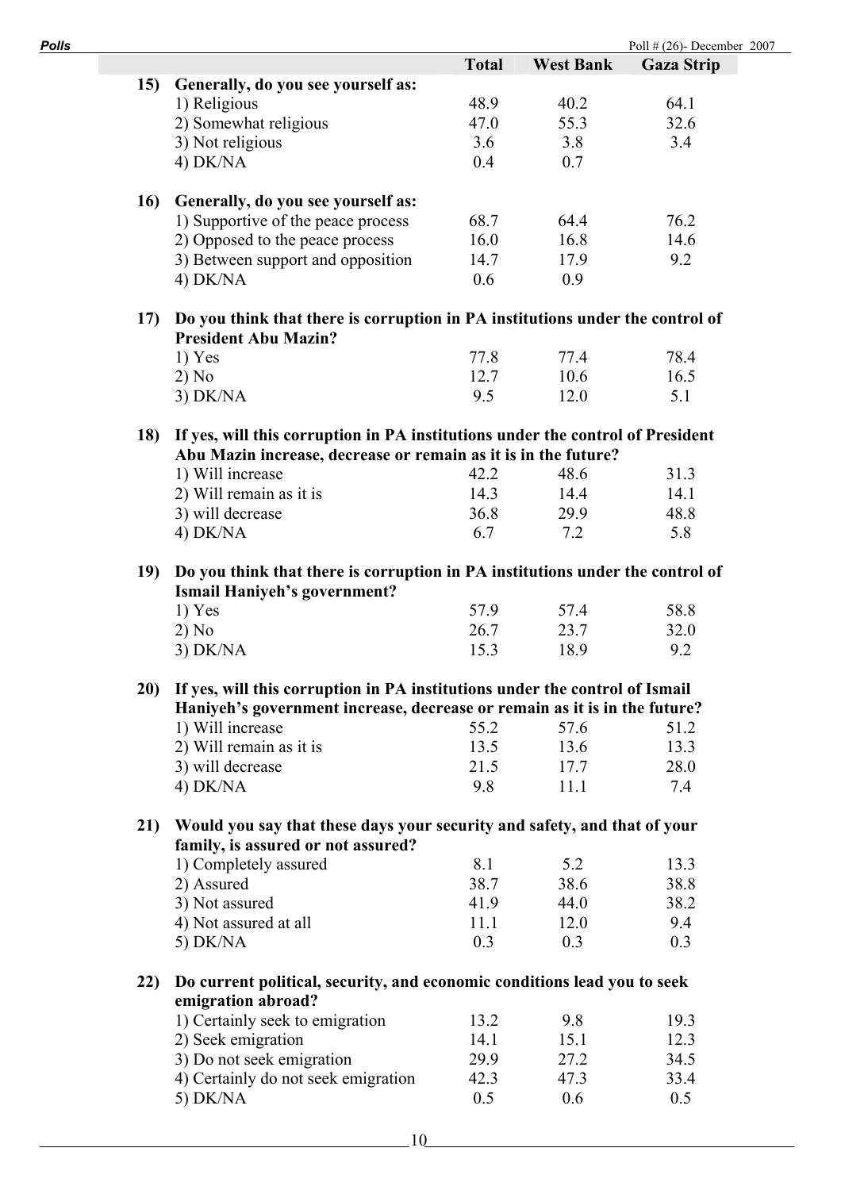| | Total | West Bank | Gaza Strip |
|---|---|---|---|
| **15) Generally, do you see yourself as:** | | | |
| 1) Religious | 48.9 | 40.2 | 64.1 |
| 2) Somewhat religious | 47.0 | 55.3 | 32.6 |
| 3) Not religious | 3.6 | 3.8 | 3.4 |
| 4) DK/NA | 0.4 | 0.7 | |
| **16) Generally, do you see yourself as:** | | | |
| 1) Supportive of the peace process | 68.7 | 64.4 | 76.2 |
| 2) Opposed to the peace process | 16.0 | 16.8 | 14.6 |
| 3) Between support and opposition | 14.7 | 17.9 | 9.2 |
| 4) DK/NA | 0.6 | 0.9 | |
| **17) Do you think that there is corruption in PA institutions under the control of President Abu Mazin?** | | | |
| 1) Yes | 77.8 | 77.4 | 78.4 |
| 2) No | 12.7 | 10.6 | 16.5 |
| 3) DK/NA | 9.5 | 12.0 | 5.1 |
| **18) If yes, will this corruption in PA institutions under the control of President Abu Mazin increase, decrease or remain as it is in the future?** | | | |
| 1) Will increase | 42.2 | 48.6 | 31.3 |
| 2) Will remain as it is | 14.3 | 14.4 | 14.1 |
| 3) will decrease | 36.8 | 29.9 | 48.8 |
| 4) DK/NA | 6.7 | 7.2 | 5.8 |
| **19) Do you think that there is corruption in PA institutions under the control of Ismail Haniyeh's government?** | | | |
| 1) Yes | 57.9 | 57.4 | 58.8 |
| 2) No | 26.7 | 23.7 | 32.0 |
| 3) DK/NA | 15.3 | 18.9 | 9.2 |
| **20) If yes, will this corruption in PA institutions under the control of Ismail Haniyeh's government increase, decrease or remain as it is in the future?** | | | |
| 1) Will increase | 55.2 | 57.6 | 51.2 |
| 2) Will remain as it is | 13.5 | 13.6 | 13.3 |
| 3) will decrease | 21.5 | 17.7 | 28.0 |
| 4) DK/NA | 9.8 | 11.1 | 7.4 |
| **21) Would you say that these days your security and safety, and that of your family, is assured or not assured?** | | | |
| 1) Completely assured | 8.1 | 5.2 | 13.3 |
| 2) Assured | 38.7 | 38.6 | 38.8 |
| 3) Not assured | 41.9 | 44.0 | 38.2 |
| 4) Not assured at all | 11.1 | 12.0 | 9.4 |
| 5) DK/NA | 0.3 | 0.3 | 0.3 |
| **22) Do current political, security, and economic conditions lead you to seek emigration abroad?** | | | |
| 1) Certainly seek to emigration | 13.2 | 9.8 | 19.3 |
| 2) Seek emigration | 14.1 | 15.1 | 12.3 |
| 3) Do not seek emigration | 29.9 | 27.2 | 34.5 |
| 4) Certainly do not seek emigration | 42.3 | 47.3 | 33.4 |
| 5) DK/NA | 0.5 | 0.6 | 0.5 |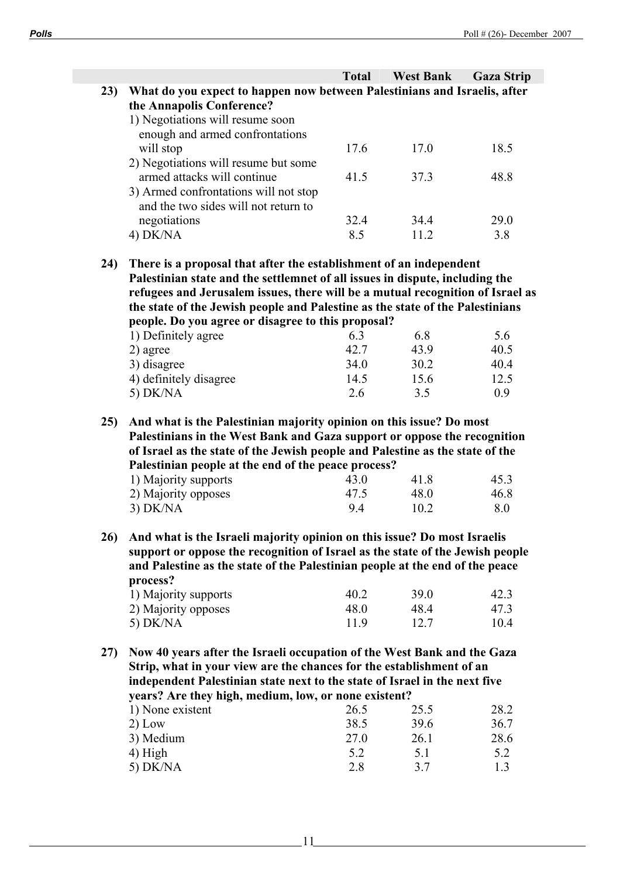| | Total | West Bank | Gaza Strip |
|---|---|---|---|
| **23) What do you expect to happen now between Palestinians and Israelis, after the Annapolis Conference?** | | | |
| 1) Negotiations will resume soon enough and armed confrontations will stop | 17.6 | 17.0 | 18.5 |
| 2) Negotiations will resume but some armed attacks will continue | 41.5 | 37.3 | 48.8 |
| 3) Armed confrontations will not stop and the two sides will not return to negotiations | 32.4 | 34.4 | 29.0 |
| 4) DK/NA | 8.5 | 11.2 | 3.8 |
| **24) There is a proposal that after the establishment of an independent Palestinian state and the settlemnet of all issues in dispute, including the refugees and Jerusalem issues, there will be a mutual recognition of Israel as the state of the Jewish people and Palestine as the state of the Palestinians people. Do you agree or disagree to this proposal?** | | | |
| 1) Definitely agree | 6.3 | 6.8 | 5.6 |
| 2) agree | 42.7 | 43.9 | 40.5 |
| 3) disagree | 34.0 | 30.2 | 40.4 |
| 4) definitely disagree | 14.5 | 15.6 | 12.5 |
| 5) DK/NA | 2.6 | 3.5 | 0.9 |
| **25) And what is the Palestinian majority opinion on this issue? Do most Palestinians in the West Bank and Gaza support or oppose the recognition of Israel as the state of the Jewish people and Palestine as the state of the Palestinian people at the end of the peace process?** | | | |
| 1) Majority supports | 43.0 | 41.8 | 45.3 |
| 2) Majority opposes | 47.5 | 48.0 | 46.8 |
| 3) DK/NA | 9.4 | 10.2 | 8.0 |
| **26) And what is the Israeli majority opinion on this issue? Do most Israelis support or oppose the recognition of Israel as the state of the Jewish people and Palestine as the state of the Palestinian people at the end of the peace process?** | | | |
| 1) Majority supports | 40.2 | 39.0 | 42.3 |
| 2) Majority opposes | 48.0 | 48.4 | 47.3 |
| 5) DK/NA | 11.9 | 12.7 | 10.4 |
| **27) Now 40 years after the Israeli occupation of the West Bank and the Gaza Strip, what in your view are the chances for the establishment of an independent Palestinian state next to the state of Israel in the next five years? Are they high, medium, low, or none existent?** | | | |
| 1) None existent | 26.5 | 25.5 | 28.2 |
| 2) Low | 38.5 | 39.6 | 36.7 |
| 3) Medium | 27.0 | 26.1 | 28.6 |
| 4) High | 5.2 | 5.1 | 5.2 |
| 5) DK/NA | 2.8 | 3.7 | 1.3 |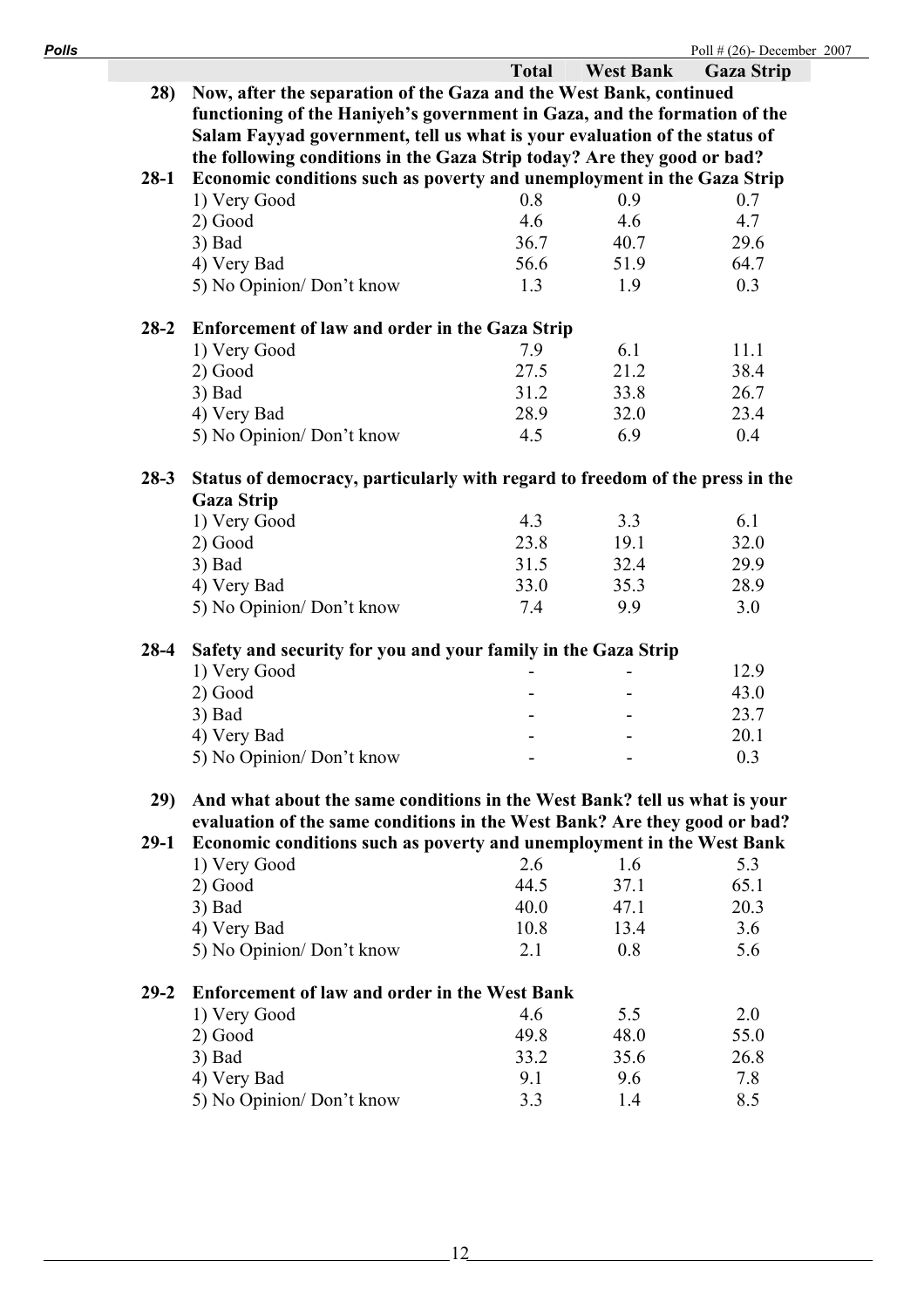| | Total | West Bank | Gaza Strip |
|---|---|---|---|
| **28) Now, after the separation of the Gaza and the West Bank, continued functioning of the Haniyeh's government in Gaza, and the formation of the Salam Fayyad government, tell us what is your evaluation of the status of the following conditions in the Gaza Strip today? Are they good or bad?** | | | |
| **28-1 Economic conditions such as poverty and unemployment in the Gaza Strip** | | | |
| 1) Very Good | 0.8 | 0.9 | 0.7 |
| 2) Good | 4.6 | 4.6 | 4.7 |
| 3) Bad | 36.7 | 40.7 | 29.6 |
| 4) Very Bad | 56.6 | 51.9 | 64.7 |
| 5) No Opinion/ Don't know | 1.3 | 1.9 | 0.3 |
| **28-2 Enforcement of law and order in the Gaza Strip** | | | |
| 1) Very Good | 7.9 | 6.1 | 11.1 |
| 2) Good | 27.5 | 21.2 | 38.4 |
| 3) Bad | 31.2 | 33.8 | 26.7 |
| 4) Very Bad | 28.9 | 32.0 | 23.4 |
| 5) No Opinion/ Don't know | 4.5 | 6.9 | 0.4 |
| **28-3 Status of democracy, particularly with regard to freedom of the press in the Gaza Strip** | | | |
| 1) Very Good | 4.3 | 3.3 | 6.1 |
| 2) Good | 23.8 | 19.1 | 32.0 |
| 3) Bad | 31.5 | 32.4 | 29.9 |
| 4) Very Bad | 33.0 | 35.3 | 28.9 |
| 5) No Opinion/ Don't know | 7.4 | 9.9 | 3.0 |
| **28-4 Safety and security for you and your family in the Gaza Strip** | | | |
| 1) Very Good | - | - | 12.9 |
| 2) Good | - | - | 43.0 |
| 3) Bad | - | - | 23.7 |
| 4) Very Bad | - | - | 20.1 |
| 5) No Opinion/ Don't know | - | - | 0.3 |
| **29) And what about the same conditions in the West Bank? tell us what is your evaluation of the same conditions in the West Bank? Are they good or bad?** | | | |
| **29-1 Economic conditions such as poverty and unemployment in the West Bank** | | | |
| 1) Very Good | 2.6 | 1.6 | 5.3 |
| 2) Good | 44.5 | 37.1 | 65.1 |
| 3) Bad | 40.0 | 47.1 | 20.3 |
| 4) Very Bad | 10.8 | 13.4 | 3.6 |
| 5) No Opinion/ Don't know | 2.1 | 0.8 | 5.6 |
| **29-2 Enforcement of law and order in the West Bank** | | | |
| 1) Very Good | 4.6 | 5.5 | 2.0 |
| 2) Good | 49.8 | 48.0 | 55.0 |
| 3) Bad | 33.2 | 35.6 | 26.8 |
| 4) Very Bad | 9.1 | 9.6 | 7.8 |
| 5) No Opinion/ Don't know | 3.3 | 1.4 | 8.5 |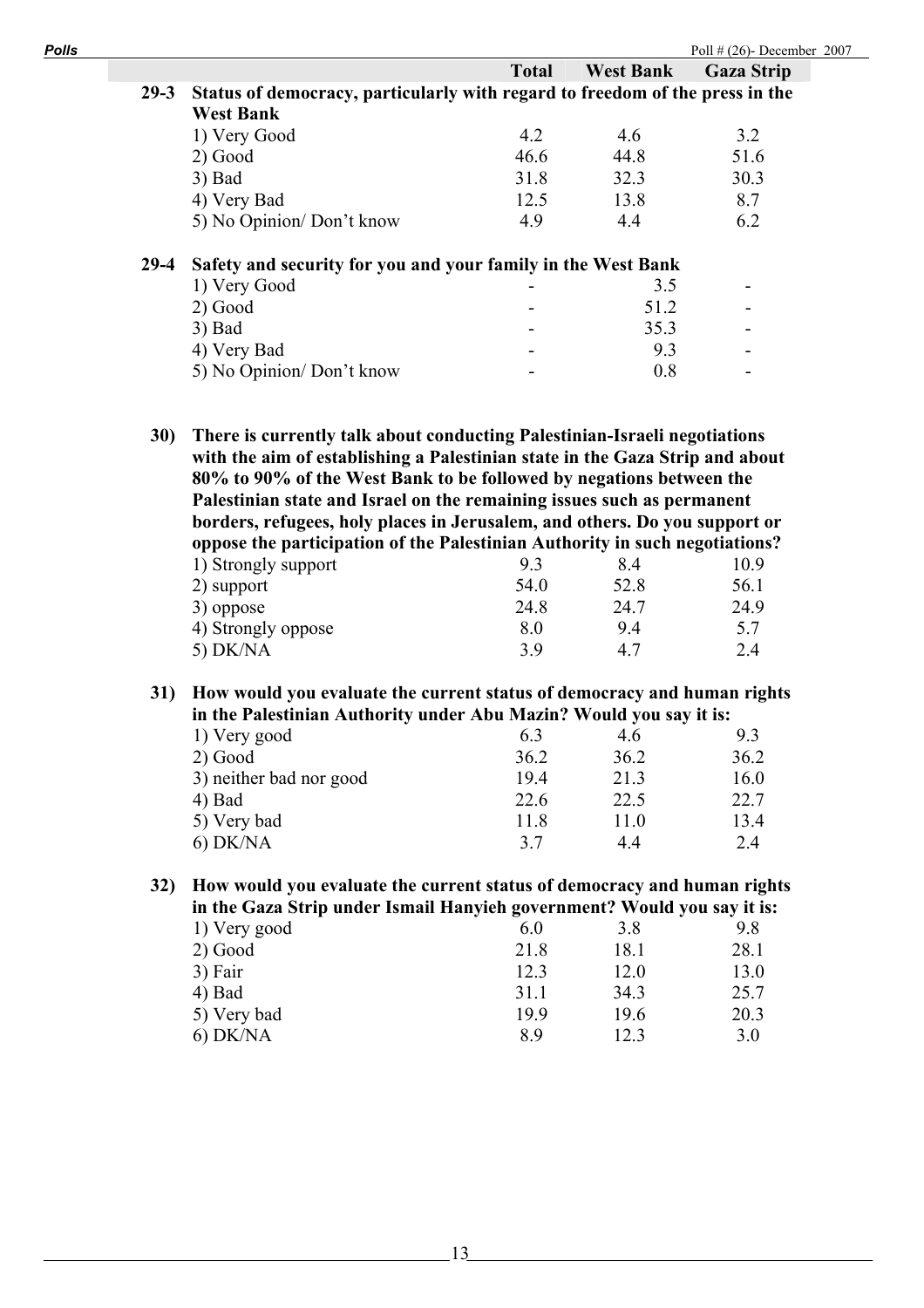| | | Total | West Bank | Gaza Strip |
|---|---|---|---|---|
| **29-3** | **Status of democracy, particularly with regard to freedom of the press in the West Bank** | | | |
| | 1) Very Good | 4.2 | 4.6 | 3.2 |
| | 2) Good | 46.6 | 44.8 | 51.6 |
| | 3) Bad | 31.8 | 32.3 | 30.3 |
| | 4) Very Bad | 12.5 | 13.8 | 8.7 |
| | 5) No Opinion/ Don't know | 4.9 | 4.4 | 6.2 |
| **29-4** | **Safety and security for you and your family in the West Bank** | | | |
| | 1) Very Good | - | 3.5 | - |
| | 2) Good | - | 51.2 | - |
| | 3) Bad | - | 35.3 | - |
| | 4) Very Bad | - | 9.3 | - |
| | 5) No Opinion/ Don't know | - | 0.8 | - |
| **30)** | **There is currently talk about conducting Palestinian-Israeli negotiations with the aim of establishing a Palestinian state in the Gaza Strip and about 80% to 90% of the West Bank to be followed by negations between the Palestinian state and Israel on the remaining issues such as permanent borders, refugees, holy places in Jerusalem, and others. Do you support or oppose the participation of the Palestinian Authority in such negotiations?** | | | |
| | 1) Strongly support | 9.3 | 8.4 | 10.9 |
| | 2) support | 54.0 | 52.8 | 56.1 |
| | 3) oppose | 24.8 | 24.7 | 24.9 |
| | 4) Strongly oppose | 8.0 | 9.4 | 5.7 |
| | 5) DK/NA | 3.9 | 4.7 | 2.4 |
| **31)** | **How would you evaluate the current status of democracy and human rights in the Palestinian Authority under Abu Mazin? Would you say it is:** | | | |
| | 1) Very good | 6.3 | 4.6 | 9.3 |
| | 2) Good | 36.2 | 36.2 | 36.2 |
| | 3) neither bad nor good | 19.4 | 21.3 | 16.0 |
| | 4) Bad | 22.6 | 22.5 | 22.7 |
| | 5) Very bad | 11.8 | 11.0 | 13.4 |
| | 6) DK/NA | 3.7 | 4.4 | 2.4 |
| **32)** | **How would you evaluate the current status of democracy and human rights in the Gaza Strip under Ismail Hanyieh government? Would you say it is:** | | | |
| | 1) Very good | 6.0 | 3.8 | 9.8 |
| | 2) Good | 21.8 | 18.1 | 28.1 |
| | 3) Fair | 12.3 | 12.0 | 13.0 |
| | 4) Bad | 31.1 | 34.3 | 25.7 |
| | 5) Very bad | 19.9 | 19.6 | 20.3 |
| | 6) DK/NA | 8.9 | 12.3 | 3.0 |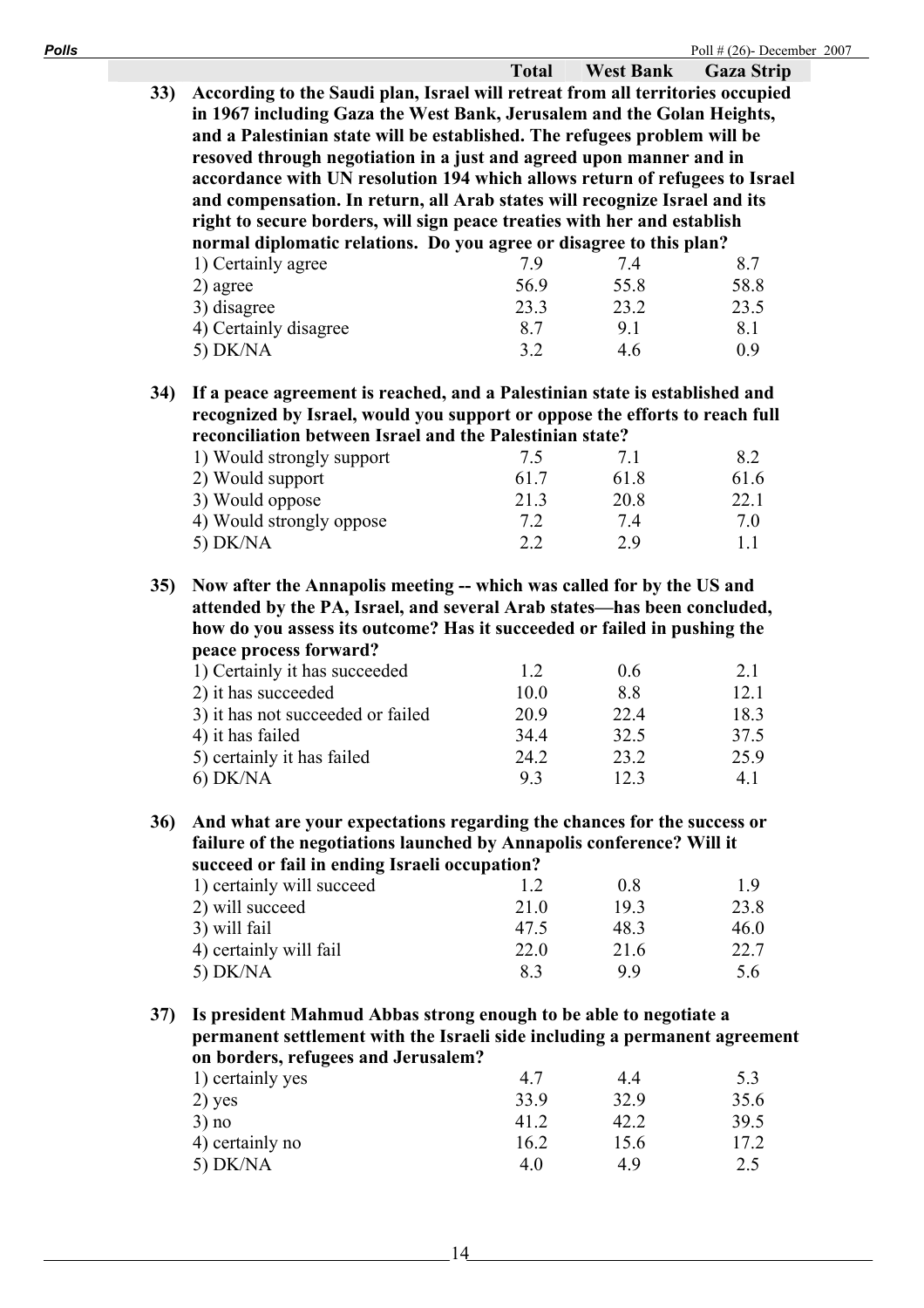| | Total | West Bank | Gaza Strip |
|---|---|---|---|
| **33) According to the Saudi plan, Israel will retreat from all territories occupied in 1967 including Gaza the West Bank, Jerusalem and the Golan Heights, and a Palestinian state will be established. The refugees problem will be resoved through negotiation in a just and agreed upon manner and in accordance with UN resolution 194 which allows return of refugees to Israel and compensation. In return, all Arab states will recognize Israel and its right to secure borders, will sign peace treaties with her and establish normal diplomatic relations. Do you agree or disagree to this plan?** | | | |
| 1) Certainly agree | 7.9 | 7.4 | 8.7 |
| 2) agree | 56.9 | 55.8 | 58.8 |
| 3) disagree | 23.3 | 23.2 | 23.5 |
| 4) Certainly disagree | 8.7 | 9.1 | 8.1 |
| 5) DK/NA | 3.2 | 4.6 | 0.9 |
| **34) If a peace agreement is reached, and a Palestinian state is established and recognized by Israel, would you support or oppose the efforts to reach full reconciliation between Israel and the Palestinian state?** | | | |
| 1) Would strongly support | 7.5 | 7.1 | 8.2 |
| 2) Would support | 61.7 | 61.8 | 61.6 |
| 3) Would oppose | 21.3 | 20.8 | 22.1 |
| 4) Would strongly oppose | 7.2 | 7.4 | 7.0 |
| 5) DK/NA | 2.2 | 2.9 | 1.1 |
| **35) Now after the Annapolis meeting -- which was called for by the US and attended by the PA, Israel, and several Arab states—has been concluded, how do you assess its outcome? Has it succeeded or failed in pushing the peace process forward?** | | | |
| 1) Certainly it has succeeded | 1.2 | 0.6 | 2.1 |
| 2) it has succeeded | 10.0 | 8.8 | 12.1 |
| 3) it has not succeeded or failed | 20.9 | 22.4 | 18.3 |
| 4) it has failed | 34.4 | 32.5 | 37.5 |
| 5) certainly it has failed | 24.2 | 23.2 | 25.9 |
| 6) DK/NA | 9.3 | 12.3 | 4.1 |
| **36) And what are your expectations regarding the chances for the success or failure of the negotiations launched by Annapolis conference? Will it succeed or fail in ending Israeli occupation?** | | | |
| 1) certainly will succeed | 1.2 | 0.8 | 1.9 |
| 2) will succeed | 21.0 | 19.3 | 23.8 |
| 3) will fail | 47.5 | 48.3 | 46.0 |
| 4) certainly will fail | 22.0 | 21.6 | 22.7 |
| 5) DK/NA | 8.3 | 9.9 | 5.6 |
| **37) Is president Mahmud Abbas strong enough to be able to negotiate a permanent settlement with the Israeli side including a permanent agreement on borders, refugees and Jerusalem?** | | | |
| 1) certainly yes | 4.7 | 4.4 | 5.3 |
| 2) yes | 33.9 | 32.9 | 35.6 |
| 3) no | 41.2 | 42.2 | 39.5 |
| 4) certainly no | 16.2 | 15.6 | 17.2 |
| 5) DK/NA | 4.0 | 4.9 | 2.5 |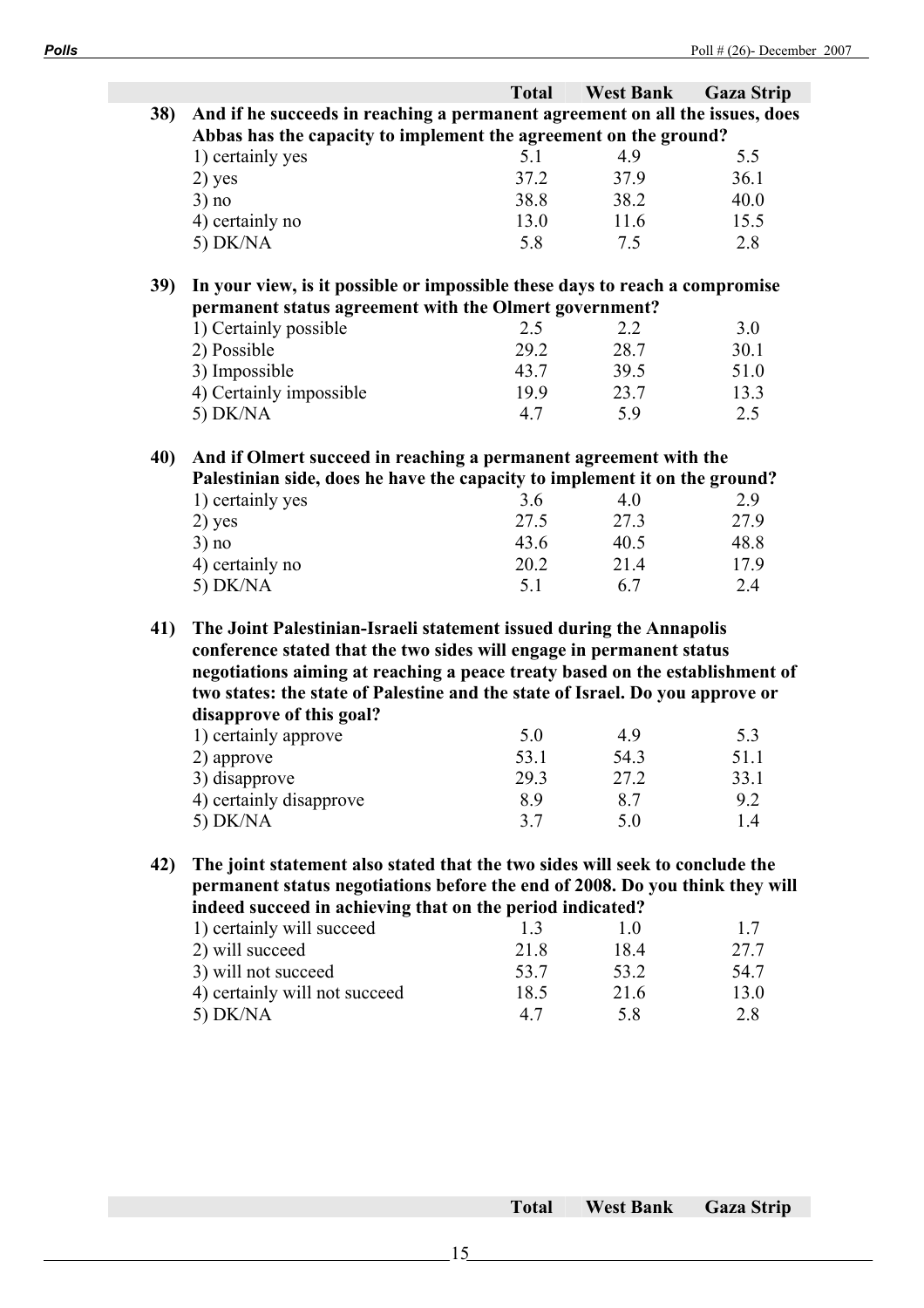| | Total | West Bank | Gaza Strip |
|---|---|---|---|
| **38) And if he succeeds in reaching a permanent agreement on all the issues, does Abbas has the capacity to implement the agreement on the ground?** | | | |
| 1) certainly yes | 5.1 | 4.9 | 5.5 |
| 2) yes | 37.2 | 37.9 | 36.1 |
| 3) no | 38.8 | 38.2 | 40.0 |
| 4) certainly no | 13.0 | 11.6 | 15.5 |
| 5) DK/NA | 5.8 | 7.5 | 2.8 |
| **39) In your view, is it possible or impossible these days to reach a compromise permanent status agreement with the Olmert government?** | | | |
| 1) Certainly possible | 2.5 | 2.2 | 3.0 |
| 2) Possible | 29.2 | 28.7 | 30.1 |
| 3) Impossible | 43.7 | 39.5 | 51.0 |
| 4) Certainly impossible | 19.9 | 23.7 | 13.3 |
| 5) DK/NA | 4.7 | 5.9 | 2.5 |
| **40) And if Olmert succeed in reaching a permanent agreement with the Palestinian side, does he have the capacity to implement it on the ground?** | | | |
| 1) certainly yes | 3.6 | 4.0 | 2.9 |
| 2) yes | 27.5 | 27.3 | 27.9 |
| 3) no | 43.6 | 40.5 | 48.8 |
| 4) certainly no | 20.2 | 21.4 | 17.9 |
| 5) DK/NA | 5.1 | 6.7 | 2.4 |
| **41) The Joint Palestinian-Israeli statement issued during the Annapolis conference stated that the two sides will engage in permanent status negotiations aiming at reaching a peace treaty based on the establishment of two states: the state of Palestine and the state of Israel. Do you approve or disapprove of this goal?** | | | |
| 1) certainly approve | 5.0 | 4.9 | 5.3 |
| 2) approve | 53.1 | 54.3 | 51.1 |
| 3) disapprove | 29.3 | 27.2 | 33.1 |
| 4) certainly disapprove | 8.9 | 8.7 | 9.2 |
| 5) DK/NA | 3.7 | 5.0 | 1.4 |
| **42) The joint statement also stated that the two sides will seek to conclude the permanent status negotiations before the end of 2008. Do you think they will indeed succeed in achieving that on the period indicated?** | | | |
| 1) certainly will succeed | 1.3 | 1.0 | 1.7 |
| 2) will succeed | 21.8 | 18.4 | 27.7 |
| 3) will not succeed | 53.7 | 53.2 | 54.7 |
| 4) certainly will not succeed | 18.5 | 21.6 | 13.0 |
| 5) DK/NA | 4.7 | 5.8 | 2.8 |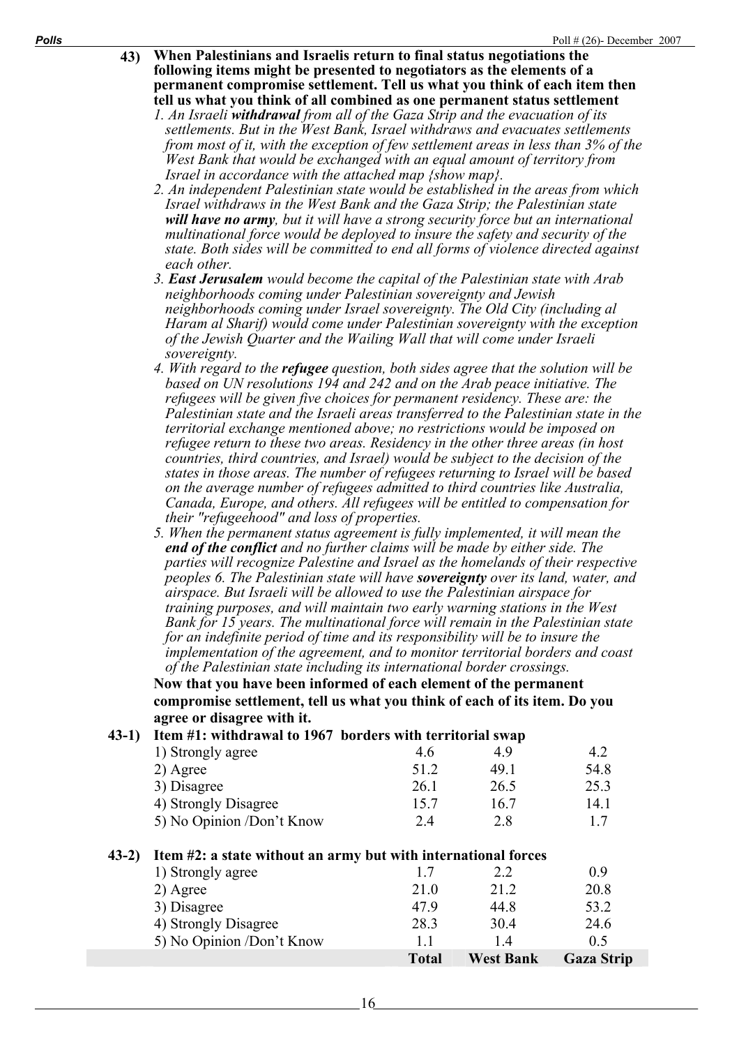**43) When Palestinians and Israelis return to final status negotiations the following items might be presented to negotiators as the elements of a permanent compromise settlement. Tell us what you think of each item then tell us what you think of all combined as one permanent status settlement**

*1. An Israeli **withdrawal** from all of the Gaza Strip and the evacuation of its settlements. But in the West Bank, Israel withdraws and evacuates settlements from most of it, with the exception of few settlement areas in less than 3% of the West Bank that would be exchanged with an equal amount of territory from Israel in accordance with the attached map {show map}.*

*2. An independent Palestinian state would be established in the areas from which Israel withdraws in the West Bank and the Gaza Strip; the Palestinian state **will have no army**, but it will have a strong security force but an international multinational force would be deployed to insure the safety and security of the state. Both sides will be committed to end all forms of violence directed against each other.*

*3. **East Jerusalem** would become the capital of the Palestinian state with Arab neighborhoods coming under Palestinian sovereignty and Jewish neighborhoods coming under Israel sovereignty. The Old City (including al Haram al Sharif) would come under Palestinian sovereignty with the exception of the Jewish Quarter and the Wailing Wall that will come under Israeli sovereignty.*

*4. With regard to the **refugee** question, both sides agree that the solution will be based on UN resolutions 194 and 242 and on the Arab peace initiative. The refugees will be given five choices for permanent residency. These are: the Palestinian state and the Israeli areas transferred to the Palestinian state in the territorial exchange mentioned above; no restrictions would be imposed on refugee return to these two areas. Residency in the other three areas (in host countries, third countries, and Israel) would be subject to the decision of the states in those areas. The number of refugees returning to Israel will be based on the average number of refugees admitted to third countries like Australia, Canada, Europe, and others. All refugees will be entitled to compensation for their "refugeehood" and loss of properties.*

*5. When the permanent status agreement is fully implemented, it will mean the **end of the conflict** and no further claims will be made by either side. The parties will recognize Palestine and Israel as the homelands of their respective peoples 6. The Palestinian state will have **sovereignty** over its land, water, and airspace. But Israeli will be allowed to use the Palestinian airspace for training purposes, and will maintain two early warning stations in the West Bank for 15 years. The multinational force will remain in the Palestinian state for an indefinite period of time and its responsibility will be to insure the implementation of the agreement, and to monitor territorial borders and coast of the Palestinian state including its international border crossings.*

**Now that you have been informed of each element of the permanent compromise settlement, tell us what you think of each of its item. Do you agree or disagree with it.**

**43-1) Item #1: withdrawal to 1967 borders with territorial swap**

| | Total | West Bank | Gaza Strip |
|---|---|---|---|
| 1) Strongly agree | 4.6 | 4.9 | 4.2 |
| 2) Agree | 51.2 | 49.1 | 54.8 |
| 3) Disagree | 26.1 | 26.5 | 25.3 |
| 4) Strongly Disagree | 15.7 | 16.7 | 14.1 |
| 5) No Opinion /Don't Know | 2.4 | 2.8 | 1.7 |

**43-2) Item #2: a state without an army but with international forces**

| | Total | West Bank | Gaza Strip |
|---|---|---|---|
| 1) Strongly agree | 1.7 | 2.2 | 0.9 |
| 2) Agree | 21.0 | 21.2 | 20.8 |
| 3) Disagree | 47.9 | 44.8 | 53.2 |
| 4) Strongly Disagree | 28.3 | 30.4 | 24.6 |
| 5) No Opinion /Don't Know | 1.1 | 1.4 | 0.5 |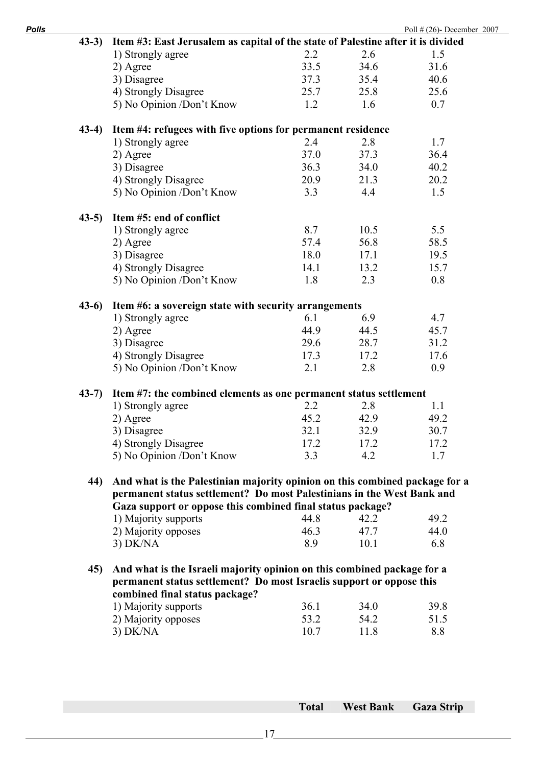| | | Total | West Bank | Gaza Strip |
|---|---|---|---|---|
| **43-3)** | **Item #3: East Jerusalem as capital of the state of Palestine after it is divided** | | | |
| | 1) Strongly agree | 2.2 | 2.6 | 1.5 |
| | 2) Agree | 33.5 | 34.6 | 31.6 |
| | 3) Disagree | 37.3 | 35.4 | 40.6 |
| | 4) Strongly Disagree | 25.7 | 25.8 | 25.6 |
| | 5) No Opinion /Don't Know | 1.2 | 1.6 | 0.7 |
| **43-4)** | **Item #4: refugees with five options for permanent residence** | | | |
| | 1) Strongly agree | 2.4 | 2.8 | 1.7 |
| | 2) Agree | 37.0 | 37.3 | 36.4 |
| | 3) Disagree | 36.3 | 34.0 | 40.2 |
| | 4) Strongly Disagree | 20.9 | 21.3 | 20.2 |
| | 5) No Opinion /Don't Know | 3.3 | 4.4 | 1.5 |
| **43-5)** | **Item #5: end of conflict** | | | |
| | 1) Strongly agree | 8.7 | 10.5 | 5.5 |
| | 2) Agree | 57.4 | 56.8 | 58.5 |
| | 3) Disagree | 18.0 | 17.1 | 19.5 |
| | 4) Strongly Disagree | 14.1 | 13.2 | 15.7 |
| | 5) No Opinion /Don't Know | 1.8 | 2.3 | 0.8 |
| **43-6)** | **Item #6: a sovereign state with security arrangements** | | | |
| | 1) Strongly agree | 6.1 | 6.9 | 4.7 |
| | 2) Agree | 44.9 | 44.5 | 45.7 |
| | 3) Disagree | 29.6 | 28.7 | 31.2 |
| | 4) Strongly Disagree | 17.3 | 17.2 | 17.6 |
| | 5) No Opinion /Don't Know | 2.1 | 2.8 | 0.9 |
| **43-7)** | **Item #7: the combined elements as one permanent status settlement** | | | |
| | 1) Strongly agree | 2.2 | 2.8 | 1.1 |
| | 2) Agree | 45.2 | 42.9 | 49.2 |
| | 3) Disagree | 32.1 | 32.9 | 30.7 |
| | 4) Strongly Disagree | 17.2 | 17.2 | 17.2 |
| | 5) No Opinion /Don't Know | 3.3 | 4.2 | 1.7 |
| **44)** | **And what is the Palestinian majority opinion on this combined package for a permanent status settlement? Do most Palestinians in the West Bank and Gaza support or oppose this combined final status package?** | | | |
| | 1) Majority supports | 44.8 | 42.2 | 49.2 |
| | 2) Majority opposes | 46.3 | 47.7 | 44.0 |
| | 3) DK/NA | 8.9 | 10.1 | 6.8 |
| **45)** | **And what is the Israeli majority opinion on this combined package for a permanent status settlement? Do most Israelis support or oppose this combined final status package?** | | | |
| | 1) Majority supports | 36.1 | 34.0 | 39.8 |
| | 2) Majority opposes | 53.2 | 54.2 | 51.5 |
| | 3) DK/NA | 10.7 | 11.8 | 8.8 |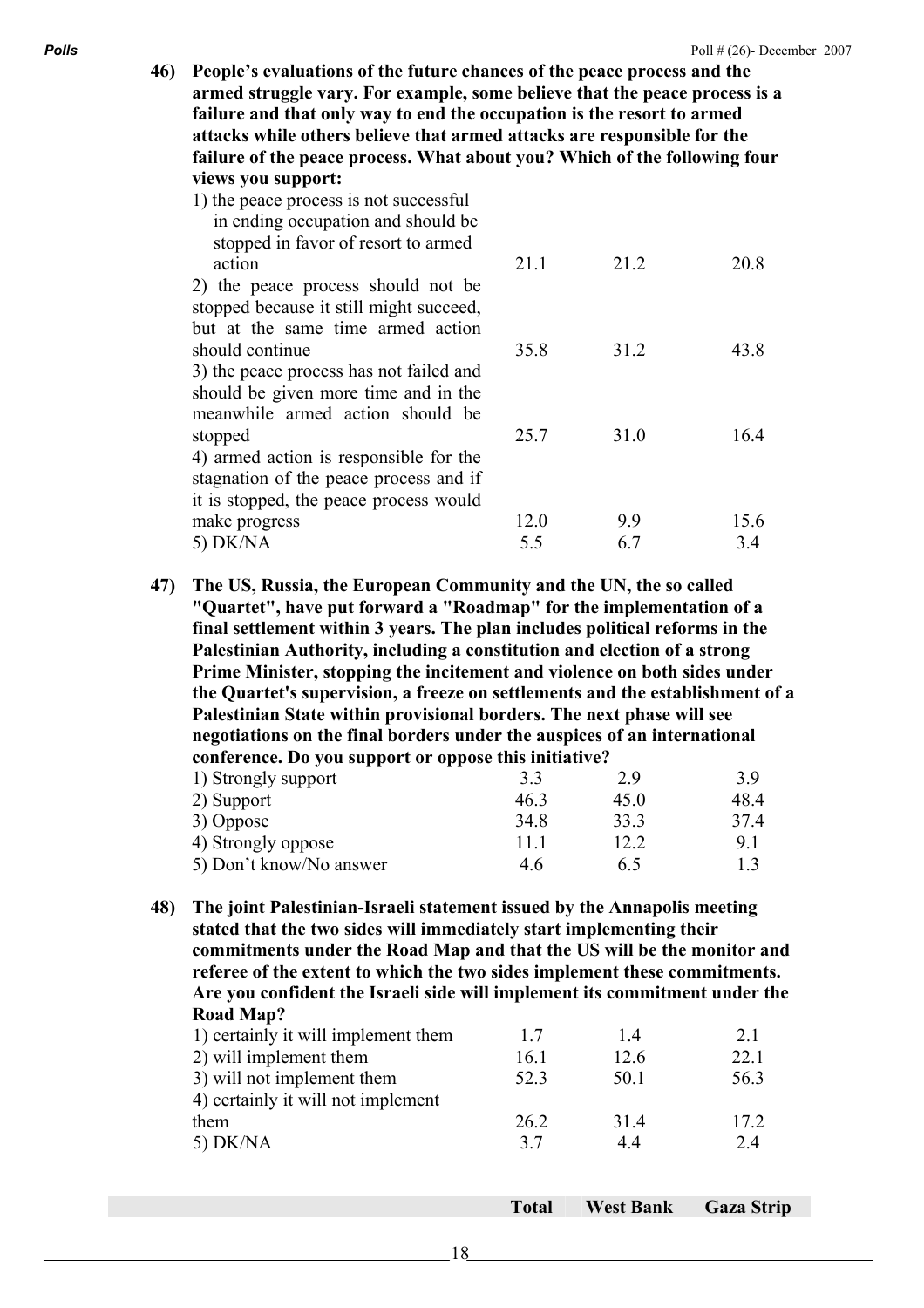**46) People's evaluations of the future chances of the peace process and the armed struggle vary. For example, some believe that the peace process is a failure and that only way to end the occupation is the resort to armed attacks while others believe that armed attacks are responsible for the failure of the peace process. What about you? Which of the following four views you support:**

| | Total | West Bank | Gaza Strip |
|---|---|---|---|
| 1) the peace process is not successful in ending occupation and should be stopped in favor of resort to armed action | 21.1 | 21.2 | 20.8 |
| 2) the peace process should not be stopped because it still might succeed, but at the same time armed action should continue | 35.8 | 31.2 | 43.8 |
| 3) the peace process has not failed and should be given more time and in the meanwhile armed action should be stopped | 25.7 | 31.0 | 16.4 |
| 4) armed action is responsible for the stagnation of the peace process and if it is stopped, the peace process would make progress | 12.0 | 9.9 | 15.6 |
| 5) DK/NA | 5.5 | 6.7 | 3.4 |

**47) The US, Russia, the European Community and the UN, the so called "Quartet", have put forward a "Roadmap" for the implementation of a final settlement within 3 years. The plan includes political reforms in the Palestinian Authority, including a constitution and election of a strong Prime Minister, stopping the incitement and violence on both sides under the Quartet's supervision, a freeze on settlements and the establishment of a Palestinian State within provisional borders. The next phase will see negotiations on the final borders under the auspices of an international conference. Do you support or oppose this initiative?**

| | Total | West Bank | Gaza Strip |
|---|---|---|---|
| 1) Strongly support | 3.3 | 2.9 | 3.9 |
| 2) Support | 46.3 | 45.0 | 48.4 |
| 3) Oppose | 34.8 | 33.3 | 37.4 |
| 4) Strongly oppose | 11.1 | 12.2 | 9.1 |
| 5) Don't know/No answer | 4.6 | 6.5 | 1.3 |

**48) The joint Palestinian-Israeli statement issued by the Annapolis meeting stated that the two sides will immediately start implementing their commitments under the Road Map and that the US will be the monitor and referee of the extent to which the two sides implement these commitments. Are you confident the Israeli side will implement its commitment under the Road Map?**

| | Total | West Bank | Gaza Strip |
|---|---|---|---|
| 1) certainly it will implement them | 1.7 | 1.4 | 2.1 |
| 2) will implement them | 16.1 | 12.6 | 22.1 |
| 3) will not implement them | 52.3 | 50.1 | 56.3 |
| 4) certainly it will not implement them | 26.2 | 31.4 | 17.2 |
| 5) DK/NA | 3.7 | 4.4 | 2.4 |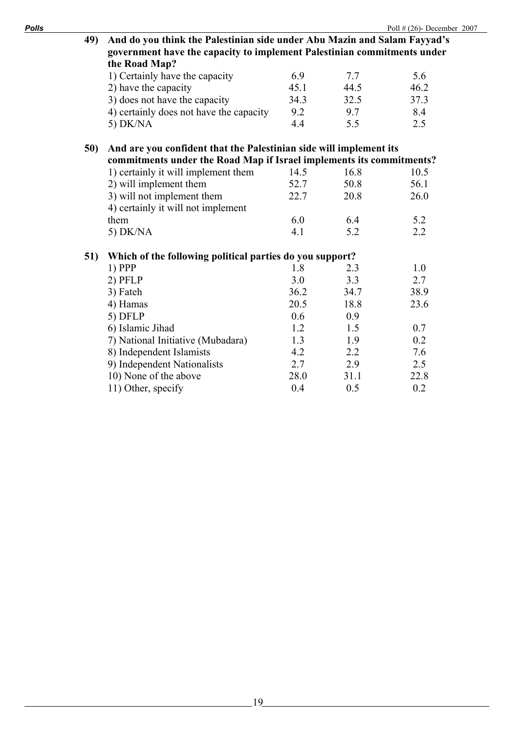**49) And do you think the Palestinian side under Abu Mazin and Salam Fayyad's government have the capacity to implement Palestinian commitments under the Road Map?**

| | | | |
|---|---|---|---|
| 1) Certainly have the capacity | 6.9 | 7.7 | 5.6 |
| 2) have the capacity | 45.1 | 44.5 | 46.2 |
| 3) does not have the capacity | 34.3 | 32.5 | 37.3 |
| 4) certainly does not have the capacity | 9.2 | 9.7 | 8.4 |
| 5) DK/NA | 4.4 | 5.5 | 2.5 |

**50) And are you confident that the Palestinian side will implement its commitments under the Road Map if Israel implements its commitments?**

| | | | |
|---|---|---|---|
| 1) certainly it will implement them | 14.5 | 16.8 | 10.5 |
| 2) will implement them | 52.7 | 50.8 | 56.1 |
| 3) will not implement them | 22.7 | 20.8 | 26.0 |
| 4) certainly it will not implement them | 6.0 | 6.4 | 5.2 |
| 5) DK/NA | 4.1 | 5.2 | 2.2 |

**51) Which of the following political parties do you support?**

| | | | |
|---|---|---|---|
| 1) PPP | 1.8 | 2.3 | 1.0 |
| 2) PFLP | 3.0 | 3.3 | 2.7 |
| 3) Fateh | 36.2 | 34.7 | 38.9 |
| 4) Hamas | 20.5 | 18.8 | 23.6 |
| 5) DFLP | 0.6 | 0.9 | |
| 6) Islamic Jihad | 1.2 | 1.5 | 0.7 |
| 7) National Initiative (Mubadara) | 1.3 | 1.9 | 0.2 |
| 8) Independent Islamists | 4.2 | 2.2 | 7.6 |
| 9) Independent Nationalists | 2.7 | 2.9 | 2.5 |
| 10) None of the above | 28.0 | 31.1 | 22.8 |
| 11) Other, specify | 0.4 | 0.5 | 0.2 |